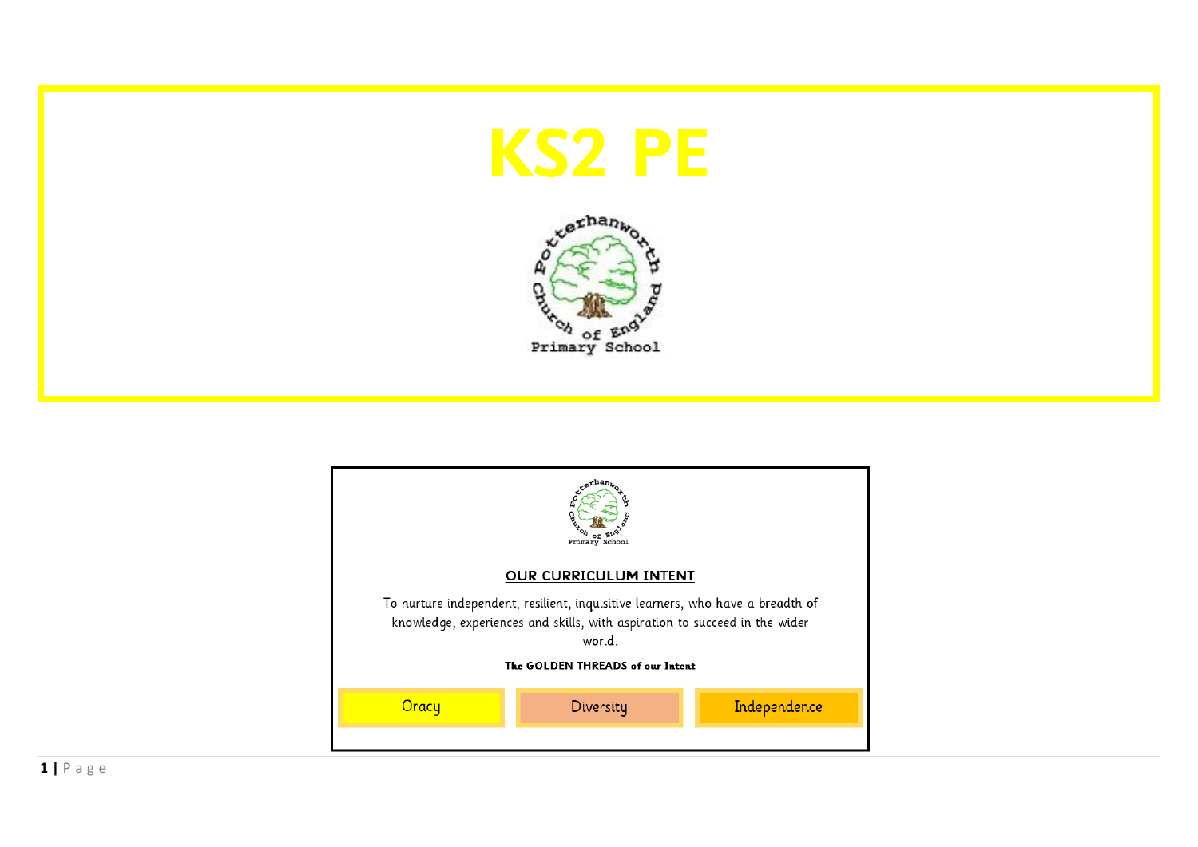# KS2 PE

Potterhanworth Church of England Primary School

Potterhanworth Church of England Primary School

## OUR CURRICULUM INTENT

To nurture independent, resilient, inquisitive learners, who have a breadth of knowledge, experiences and skills, with aspiration to succeed in the wider world.

**The GOLDEN THREADS of our Intent**

| Oracy | Diversity | Independence |
| --- | --- | --- |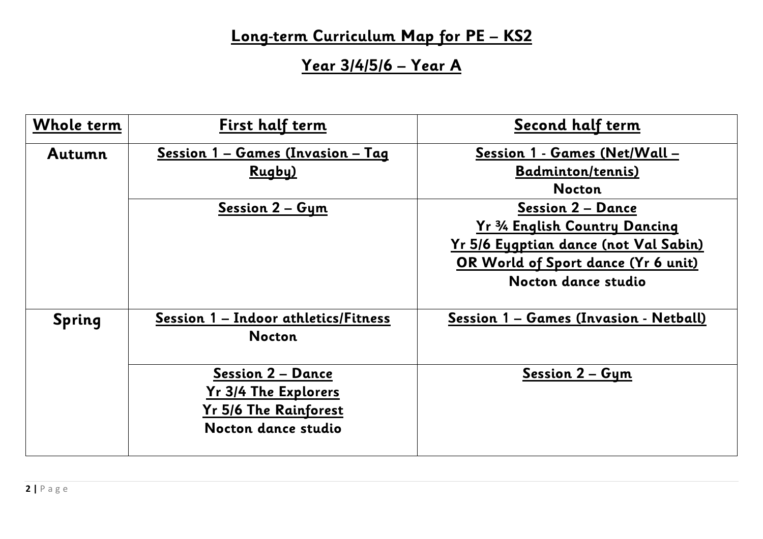# Long-term Curriculum Map for PE – KS2

## Year 3/4/5/6 – Year A

| Whole term | First half term | Second half term |
|---|---|---|
| Autumn | Session 1 – Games (Invasion – Tag Rugby) | Session 1 - Games (Net/Wall – Badminton/tennis)<br>**Nocton** |
| | Session 2 – Gym | Session 2 – Dance<br>Yr ¾ English Country Dancing<br>Yr 5/6 Eygptian dance (not Val Sabin)<br>OR World of Sport dance (Yr 6 unit)<br>**Nocton dance studio** |
| Spring | Session 1 – Indoor athletics/Fitness<br>**Nocton** | Session 1 – Games (Invasion - Netball) |
| | Session 2 – Dance<br>Yr 3/4 The Explorers<br>Yr 5/6 The Rainforest<br>**Nocton dance studio** | Session 2 – Gym |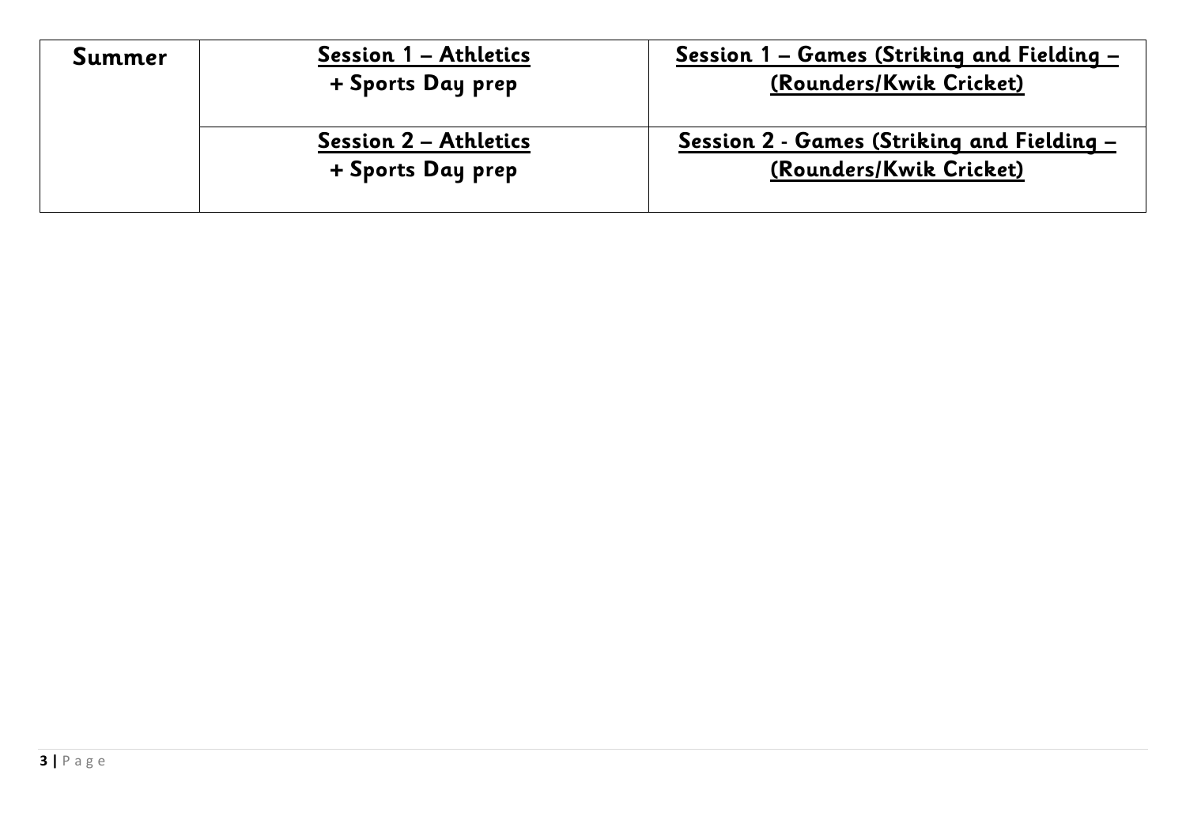| Summer | **Session 1 – Athletics** + Sports Day prep | **Session 1 – Games (Striking and Fielding – (Rounders/Kwik Cricket)** |
| --- | --- | --- |
| | **Session 2 – Athletics** + Sports Day prep | **Session 2 - Games (Striking and Fielding – (Rounders/Kwik Cricket)** |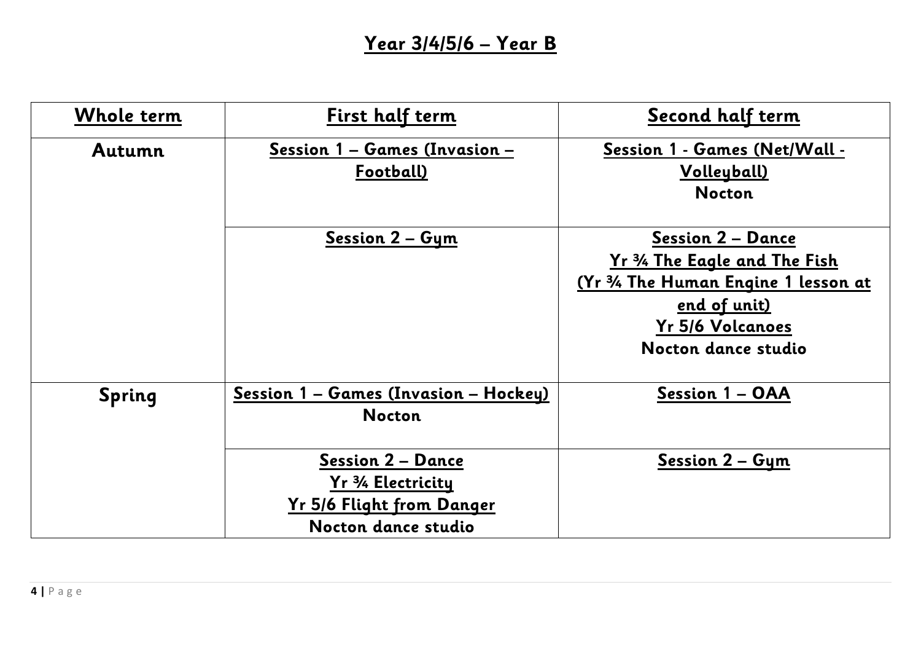# Year 3/4/5/6 – Year B

| Whole term | First half term | Second half term |
| --- | --- | --- |
| **Autumn** | **Session 1 – Games (Invasion – Football)** | **Session 1 - Games (Net/Wall - Volleyball)**<br>**Nocton** |
| | **Session 2 – Gym** | **Session 2 – Dance**<br>**Yr ¾ The Eagle and The Fish**<br>**(Yr ¾ The Human Engine 1 lesson at end of unit)**<br>**Yr 5/6 Volcanoes**<br>**Nocton dance studio** |
| **Spring** | **Session 1 – Games (Invasion – Hockey)**<br>**Nocton** | **Session 1 – OAA** |
| | **Session 2 – Dance**<br>**Yr ¾ Electricity**<br>**Yr 5/6 Flight from Danger**<br>**Nocton dance studio** | **Session 2 – Gym** |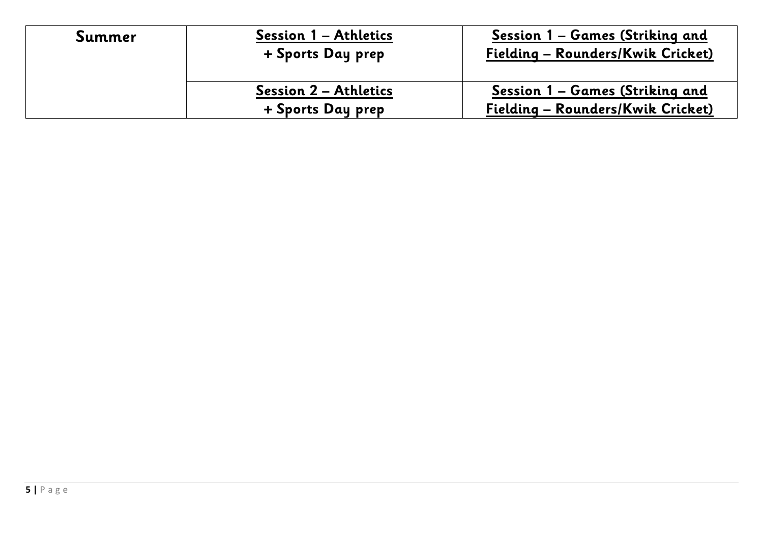| Summer | Session 1 – Athletics + Sports Day prep | Session 1 – Games (Striking and Fielding – Rounders/Kwik Cricket) |
| --- | --- | --- |
| | Session 2 – Athletics + Sports Day prep | Session 1 – Games (Striking and Fielding – Rounders/Kwik Cricket) |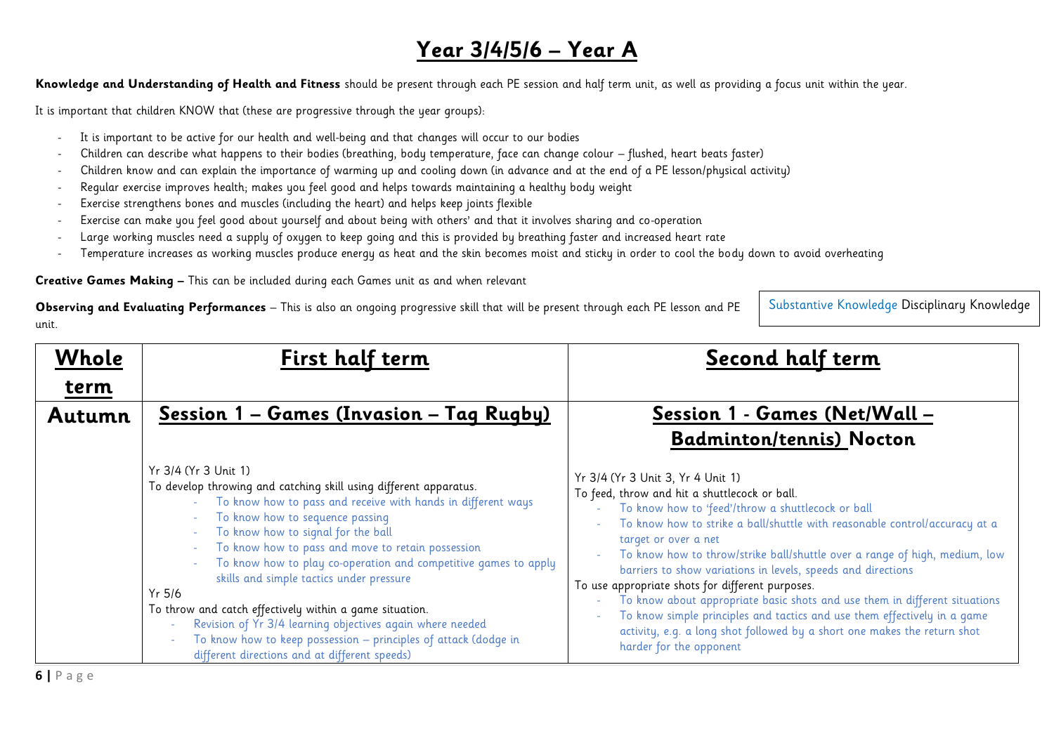# Year 3/4/5/6 – Year A

**Knowledge and Understanding of Health and Fitness** should be present through each PE session and half term unit, as well as providing a focus unit within the year.

It is important that children KNOW that (these are progressive through the year groups):

- It is important to be active for our health and well-being and that changes will occur to our bodies
- Children can describe what happens to their bodies (breathing, body temperature, face can change colour – flushed, heart beats faster)
- Children know and can explain the importance of warming up and cooling down (in advance and at the end of a PE lesson/physical activity)
- Regular exercise improves health; makes you feel good and helps towards maintaining a healthy body weight
- Exercise strengthens bones and muscles (including the heart) and helps keep joints flexible
- Exercise can make you feel good about yourself and about being with others' and that it involves sharing and co-operation
- Large working muscles need a supply of oxygen to keep going and this is provided by breathing faster and increased heart rate
- Temperature increases as working muscles produce energy as heat and the skin becomes moist and sticky in order to cool the body down to avoid overheating

**Creative Games Making –** This can be included during each Games unit as and when relevant

**Observing and Evaluating Performances** – This is also an ongoing progressive skill that will be present through each PE lesson and PE unit.

Substantive Knowledge Disciplinary Knowledge

| Whole term | First half term | Second half term |
| --- | --- | --- |
| **Autumn** | **Session 1 – Games (Invasion – Tag Rugby)**<br><br>Yr 3/4 (Yr 3 Unit 1)<br>To develop throwing and catching skill using different apparatus.<br>- To know how to pass and receive with hands in different ways<br>- To know how to sequence passing<br>- To know how to signal for the ball<br>- To know how to pass and move to retain possession<br>- To know how to play co-operation and competitive games to apply skills and simple tactics under pressure<br><br>Yr 5/6<br>To throw and catch effectively within a game situation.<br>- Revision of Yr 3/4 learning objectives again where needed<br>- To know how to keep possession – principles of attack (dodge in different directions and at different speeds) | **Session 1 - Games (Net/Wall – Badminton/tennis) Nocton**<br><br>Yr 3/4 (Yr 3 Unit 3, Yr 4 Unit 1)<br>To feed, throw and hit a shuttlecock or ball.<br>- To know how to 'feed'/throw a shuttlecock or ball<br>- To know how to strike a ball/shuttle with reasonable control/accuracy at a target or over a net<br>- To know how to throw/strike ball/shuttle over a range of high, medium, low barriers to show variations in levels, speeds and directions<br><br>To use appropriate shots for different purposes.<br>- To know about appropriate basic shots and use them in different situations<br>- To know simple principles and tactics and use them effectively in a game activity, e.g. a long shot followed by a short one makes the return shot harder for the opponent |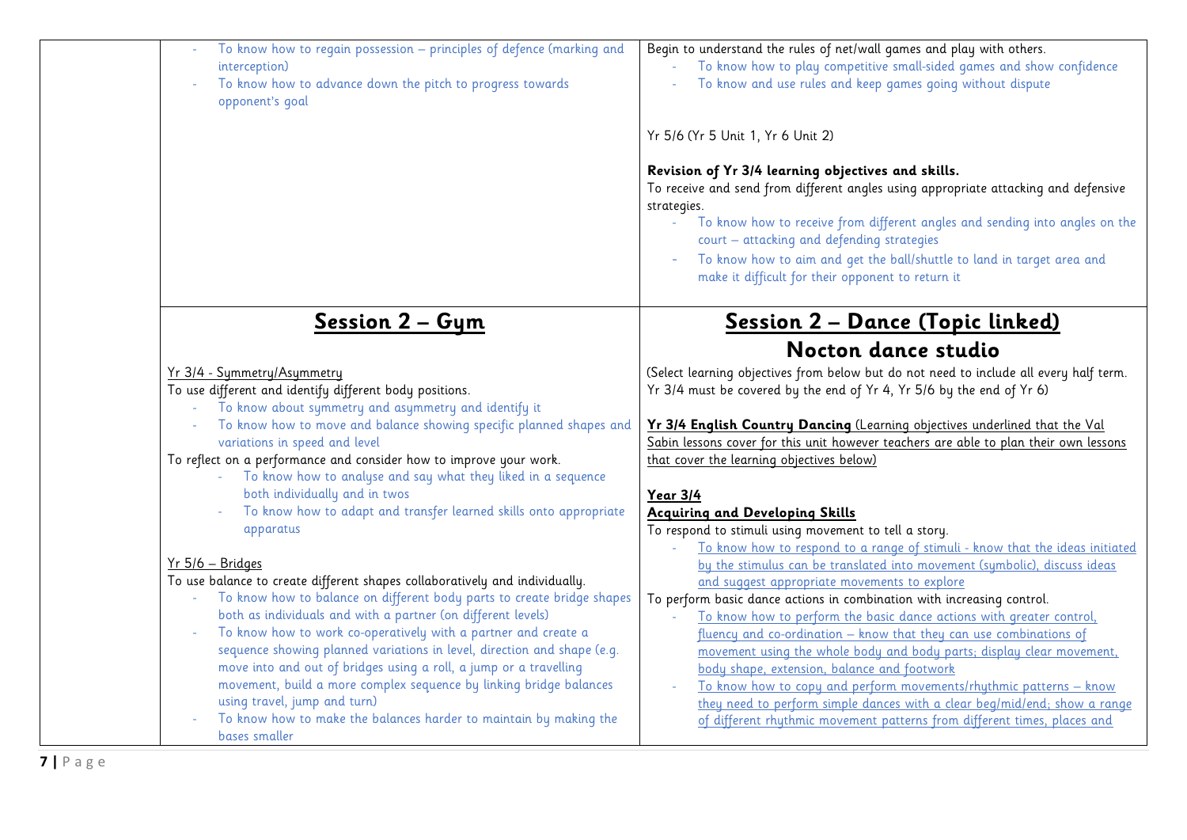| | | |
|---|---|---|
| | - To know how to regain possession – principles of defence (marking and interception)<br>- To know how to advance down the pitch to progress towards opponent's goal | Begin to understand the rules of net/wall games and play with others.<br>- To know how to play competitive small-sided games and show confidence<br>- To know and use rules and keep games going without dispute<br><br>Yr 5/6 (Yr 5 Unit 1, Yr 6 Unit 2)<br><br>**Revision of Yr 3/4 learning objectives and skills.**<br>To receive and send from different angles using appropriate attacking and defensive strategies.<br>- To know how to receive from different angles and sending into angles on the court – attacking and defending strategies<br>- To know how to aim and get the ball/shuttle to land in target area and make it difficult for their opponent to return it |
| | **Session 2 – Gym**<br><br>Yr 3/4 - Symmetry/Asymmetry<br>To use different and identify different body positions.<br>- To know about symmetry and asymmetry and identify it<br>- To know how to move and balance showing specific planned shapes and variations in speed and level<br>To reflect on a performance and consider how to improve your work.<br>- To know how to analyse and say what they liked in a sequence both individually and in twos<br>- To know how to adapt and transfer learned skills onto appropriate apparatus<br><br>Yr 5/6 – Bridges<br>To use balance to create different shapes collaboratively and individually.<br>- To know how to balance on different body parts to create bridge shapes both as individuals and with a partner (on different levels)<br>- To know how to work co-operatively with a partner and create a sequence showing planned variations in level, direction and shape (e.g. move into and out of bridges using a roll, a jump or a travelling movement, build a more complex sequence by linking bridge balances using travel, jump and turn)<br>- To know how to make the balances harder to maintain by making the bases smaller | **Session 2 – Dance (Topic linked)**<br>**Nocton dance studio**<br><br>(Select learning objectives from below but do not need to include all every half term. Yr 3/4 must be covered by the end of Yr 4, Yr 5/6 by the end of Yr 6)<br><br>**Yr 3/4 English Country Dancing** (Learning objectives underlined that the Val Sabin lessons cover for this unit however teachers are able to plan their own lessons that cover the learning objectives below)<br><br>**Year 3/4**<br>**Acquiring and Developing Skills**<br>To respond to stimuli using movement to tell a story.<br>- To know how to respond to a range of stimuli - know that the ideas initiated by the stimulus can be translated into movement (symbolic), discuss ideas and suggest appropriate movements to explore<br>To perform basic dance actions in combination with increasing control.<br>- To know how to perform the basic dance actions with greater control, fluency and co-ordination – know that they can use combinations of movement using the whole body and body parts; display clear movement, body shape, extension, balance and footwork<br>- To know how to copy and perform movements/rhythmic patterns – know they need to perform simple dances with a clear beg/mid/end; show a range of different rhythmic movement patterns from different times, places and |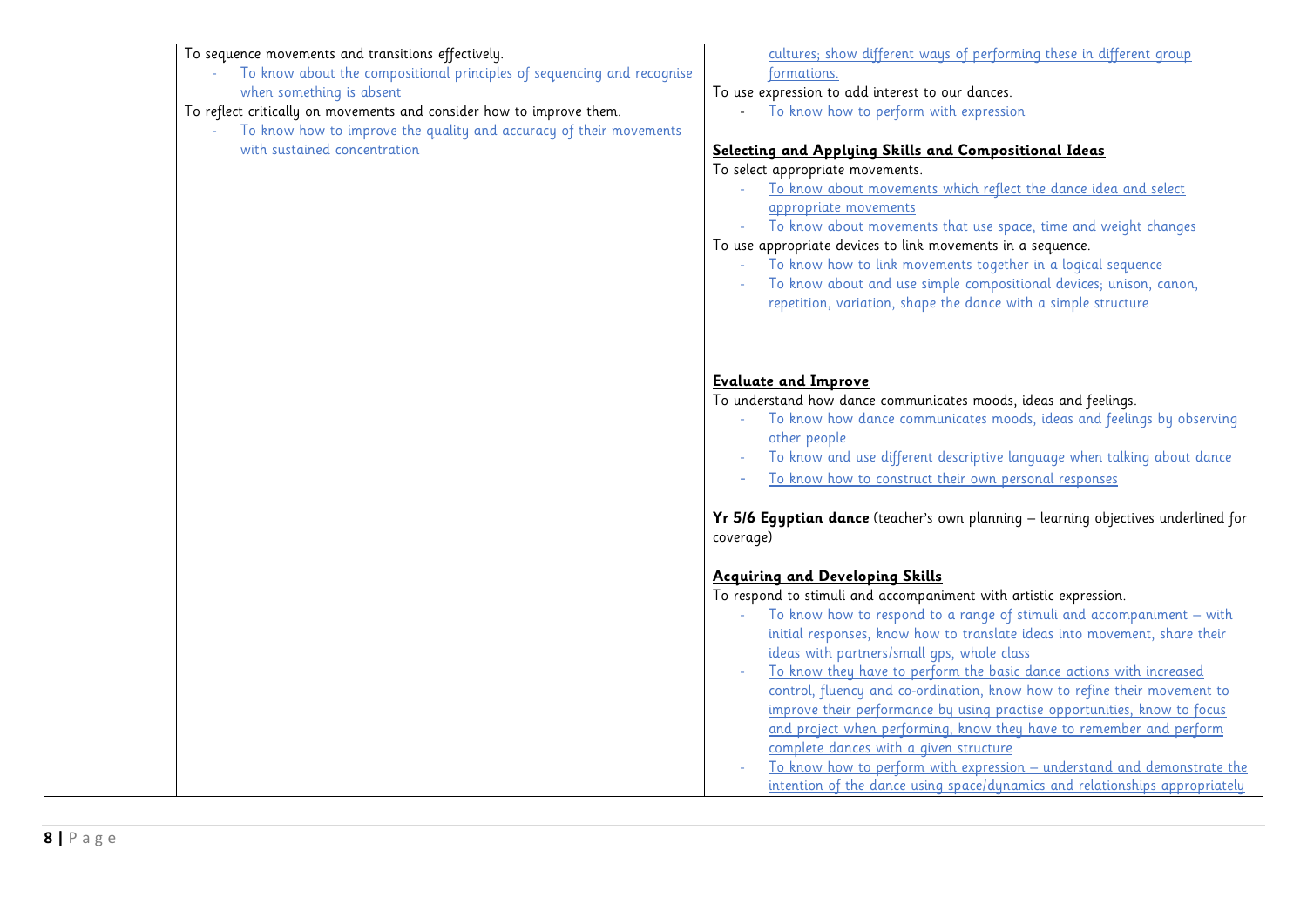| | | |
|---|---|---|
| | To sequence movements and transitions effectively.<br>- To know about the compositional principles of sequencing and recognise when something is absent<br>To reflect critically on movements and consider how to improve them.<br>- To know how to improve the quality and accuracy of their movements with sustained concentration | cultures; show different ways of performing these in different group formations.<br>To use expression to add interest to our dances.<br>- To know how to perform with expression<br><br>**Selecting and Applying Skills and Compositional Ideas**<br>To select appropriate movements.<br>- To know about movements which reflect the dance idea and select appropriate movements<br>- To know about movements that use space, time and weight changes<br>To use appropriate devices to link movements in a sequence.<br>- To know how to link movements together in a logical sequence<br>- To know about and use simple compositional devices; unison, canon, repetition, variation, shape the dance with a simple structure<br><br>**Evaluate and Improve**<br>To understand how dance communicates moods, ideas and feelings.<br>- To know how dance communicates moods, ideas and feelings by observing other people<br>- To know and use different descriptive language when talking about dance<br>- To know how to construct their own personal responses<br><br>**Yr 5/6 Egyptian dance** (teacher's own planning – learning objectives underlined for coverage)<br><br>**Acquiring and Developing Skills**<br>To respond to stimuli and accompaniment with artistic expression.<br>- To know how to respond to a range of stimuli and accompaniment – with initial responses, know how to translate ideas into movement, share their ideas with partners/small gps, whole class<br>- To know they have to perform the basic dance actions with increased control, fluency and co-ordination, know how to refine their movement to improve their performance by using practise opportunities, know to focus and project when performing, know they have to remember and perform complete dances with a given structure<br>- To know how to perform with expression – understand and demonstrate the intention of the dance using space/dynamics and relationships appropriately |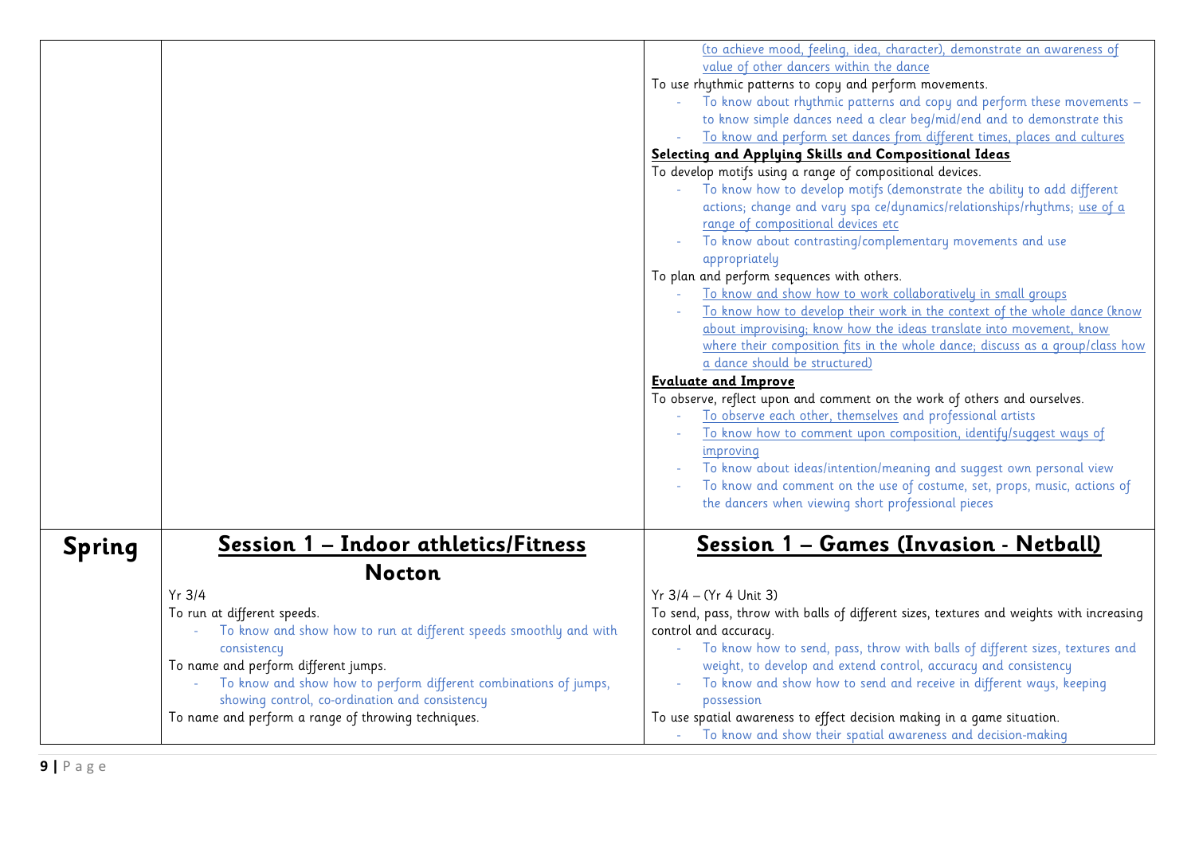| | | |
|---|---|---|
| | | (to achieve mood, feeling, idea, character), demonstrate an awareness of value of other dancers within the dance<br>To use rhythmic patterns to copy and perform movements.<br>- To know about rhythmic patterns and copy and perform these movements – to know simple dances need a clear beg/mid/end and to demonstrate this<br>- To know and perform set dances from different times, places and cultures<br>**Selecting and Applying Skills and Compositional Ideas**<br>To develop motifs using a range of compositional devices.<br>- To know how to develop motifs (demonstrate the ability to add different actions; change and vary spa ce/dynamics/relationships/rhythms; use of a range of compositional devices etc<br>- To know about contrasting/complementary movements and use appropriately<br>To plan and perform sequences with others.<br>- To know and show how to work collaboratively in small groups<br>- To know how to develop their work in the context of the whole dance (know about improvising; know how the ideas translate into movement, know where their composition fits in the whole dance; discuss as a group/class how a dance should be structured)<br>**Evaluate and Improve**<br>To observe, reflect upon and comment on the work of others and ourselves.<br>- To observe each other, themselves and professional artists<br>- To know how to comment upon composition, identify/suggest ways of improving<br>- To know about ideas/intention/meaning and suggest own personal view<br>- To know and comment on the use of costume, set, props, music, actions of the dancers when viewing short professional pieces |
| **Spring** | **Session 1 – Indoor athletics/Fitness**<br>**Nocton**<br>Yr 3/4<br>To run at different speeds.<br>- To know and show how to run at different speeds smoothly and with consistency<br>To name and perform different jumps.<br>- To know and show how to perform different combinations of jumps, showing control, co-ordination and consistency<br>To name and perform a range of throwing techniques. | **Session 1 – Games (Invasion - Netball)**<br>Yr 3/4 – (Yr 4 Unit 3)<br>To send, pass, throw with balls of different sizes, textures and weights with increasing control and accuracy.<br>- To know how to send, pass, throw with balls of different sizes, textures and weight, to develop and extend control, accuracy and consistency<br>- To know and show how to send and receive in different ways, keeping possession<br>To use spatial awareness to effect decision making in a game situation.<br>- To know and show their spatial awareness and decision-making |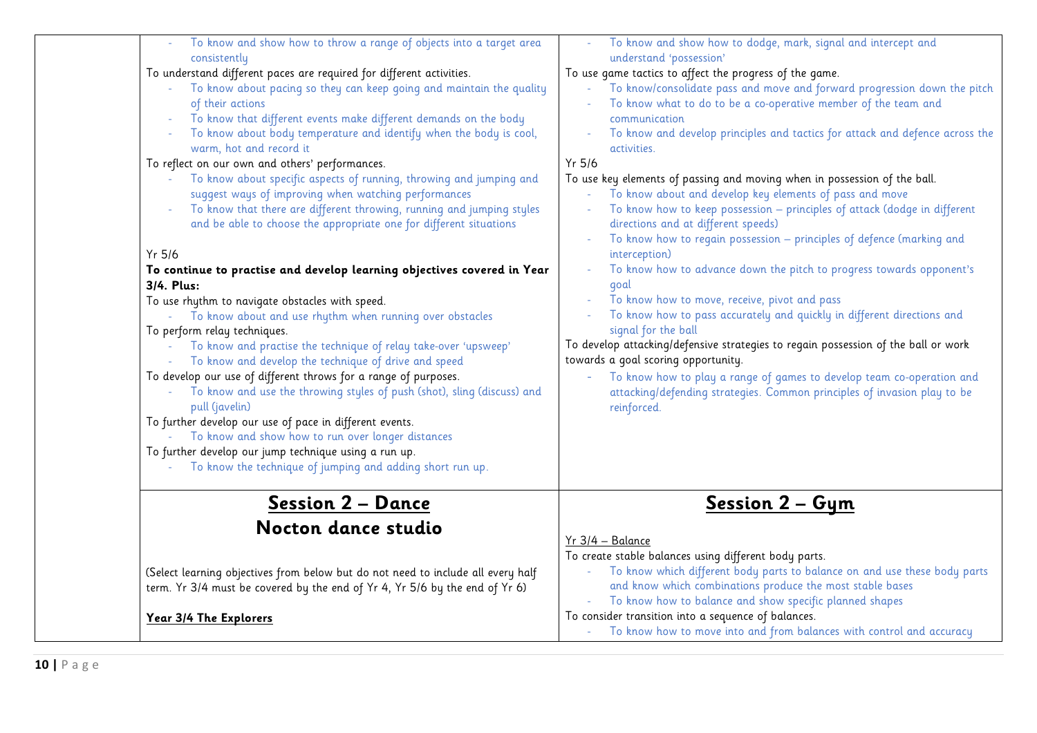| | | |
|---|---|---|
| | - To know and show how to throw a range of objects into a target area consistently<br>To understand different paces are required for different activities.<br>- To know about pacing so they can keep going and maintain the quality of their actions<br>- To know that different events make different demands on the body<br>- To know about body temperature and identify when the body is cool, warm, hot and record it<br>To reflect on our own and others' performances.<br>- To know about specific aspects of running, throwing and jumping and suggest ways of improving when watching performances<br>- To know that there are different throwing, running and jumping styles and be able to choose the appropriate one for different situations<br><br>Yr 5/6<br>**To continue to practise and develop learning objectives covered in Year 3/4. Plus:**<br>To use rhythm to navigate obstacles with speed.<br>- To know about and use rhythm when running over obstacles<br>To perform relay techniques.<br>- To know and practise the technique of relay take-over 'upsweep'<br>- To know and develop the technique of drive and speed<br>To develop our use of different throws for a range of purposes.<br>- To know and use the throwing styles of push (shot), sling (discuss) and pull (javelin)<br>To further develop our use of pace in different events.<br>- To know and show how to run over longer distances<br>To further develop our jump technique using a run up.<br>- To know the technique of jumping and adding short run up. | - To know and show how to dodge, mark, signal and intercept and understand 'possession'<br>To use game tactics to affect the progress of the game.<br>- To know/consolidate pass and move and forward progression down the pitch<br>- To know what to do to be a co-operative member of the team and communication<br>- To know and develop principles and tactics for attack and defence across the activities.<br>Yr 5/6<br>To use key elements of passing and moving when in possession of the ball.<br>- To know about and develop key elements of pass and move<br>- To know how to keep possession – principles of attack (dodge in different directions and at different speeds)<br>- To know how to regain possession – principles of defence (marking and interception)<br>- To know how to advance down the pitch to progress towards opponent's goal<br>- To know how to move, receive, pivot and pass<br>- To know how to pass accurately and quickly in different directions and signal for the ball<br>To develop attacking/defensive strategies to regain possession of the ball or work towards a goal scoring opportunity.<br>- To know how to play a range of games to develop team co-operation and attacking/defending strategies. Common principles of invasion play to be reinforced. |
| | **<u>Session 2 – Dance</u>**<br>**Nocton dance studio**<br><br>(Select learning objectives from below but do not need to include all every half term. Yr 3/4 must be covered by the end of Yr 4, Yr 5/6 by the end of Yr 6)<br><br>**<u>Year 3/4 The Explorers</u>** | **<u>Session 2 – Gym</u>**<br><br><u>Yr 3/4 – Balance</u><br>To create stable balances using different body parts.<br>- To know which different body parts to balance on and use these body parts and know which combinations produce the most stable bases<br>- To know how to balance and show specific planned shapes<br>To consider transition into a sequence of balances.<br>- To know how to move into and from balances with control and accuracy |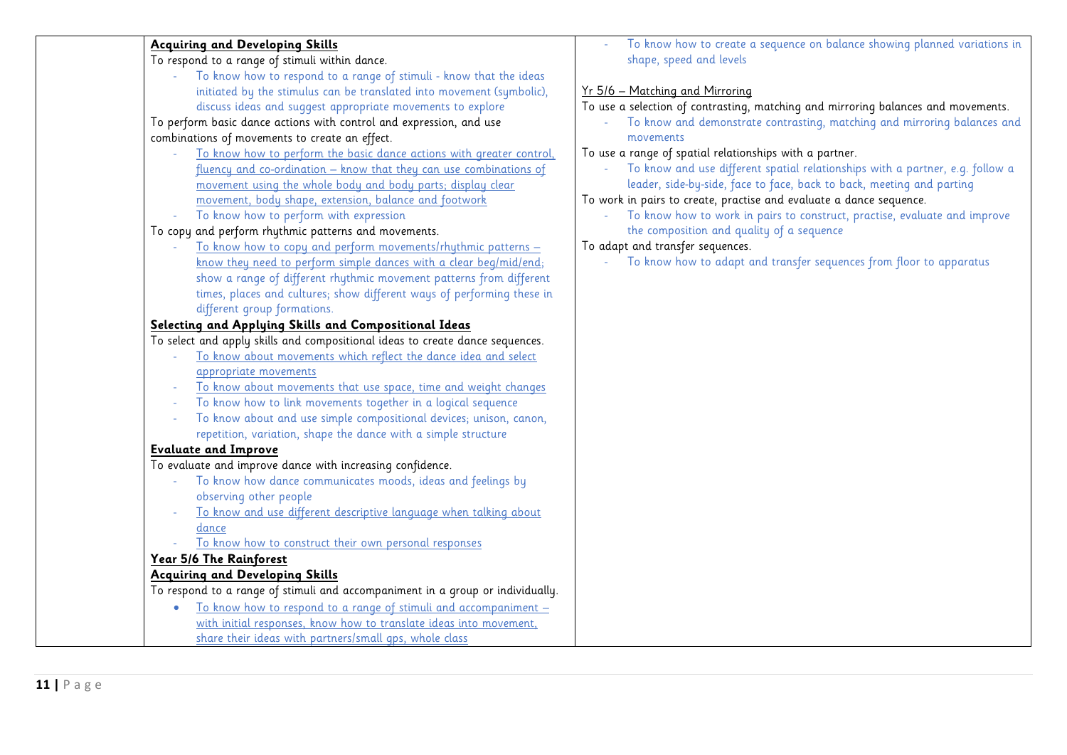| | | |
|---|---|---|
| | **Acquiring and Developing Skills**<br>To respond to a range of stimuli within dance.<br>- To know how to respond to a range of stimuli - know that the ideas initiated by the stimulus can be translated into movement (symbolic), discuss ideas and suggest appropriate movements to explore<br>To perform basic dance actions with control and expression, and use combinations of movements to create an effect.<br>- To know how to perform the basic dance actions with greater control, fluency and co-ordination – know that they can use combinations of movement using the whole body and body parts; display clear movement, body shape, extension, balance and footwork<br>- To know how to perform with expression<br>To copy and perform rhythmic patterns and movements.<br>- To know how to copy and perform movements/rhythmic patterns – know they need to perform simple dances with a clear beg/mid/end; show a range of different rhythmic movement patterns from different times, places and cultures; show different ways of performing these in different group formations.<br>**Selecting and Applying Skills and Compositional Ideas**<br>To select and apply skills and compositional ideas to create dance sequences.<br>- To know about movements which reflect the dance idea and select appropriate movements<br>- To know about movements that use space, time and weight changes<br>- To know how to link movements together in a logical sequence<br>- To know about and use simple compositional devices; unison, canon, repetition, variation, shape the dance with a simple structure<br>**Evaluate and Improve**<br>To evaluate and improve dance with increasing confidence.<br>- To know how dance communicates moods, ideas and feelings by observing other people<br>- To know and use different descriptive language when talking about dance<br>- To know how to construct their own personal responses<br>**Year 5/6 The Rainforest**<br>**Acquiring and Developing Skills**<br>To respond to a range of stimuli and accompaniment in a group or individually.<br>• To know how to respond to a range of stimuli and accompaniment – with initial responses, know how to translate ideas into movement, share their ideas with partners/small gps, whole class | - To know how to create a sequence on balance showing planned variations in shape, speed and levels<br><br>Yr 5/6 – Matching and Mirroring<br>To use a selection of contrasting, matching and mirroring balances and movements.<br>- To know and demonstrate contrasting, matching and mirroring balances and movements<br>To use a range of spatial relationships with a partner.<br>- To know and use different spatial relationships with a partner, e.g. follow a leader, side-by-side, face to face, back to back, meeting and parting<br>To work in pairs to create, practise and evaluate a dance sequence.<br>- To know how to work in pairs to construct, practise, evaluate and improve the composition and quality of a sequence<br>To adapt and transfer sequences.<br>- To know how to adapt and transfer sequences from floor to apparatus |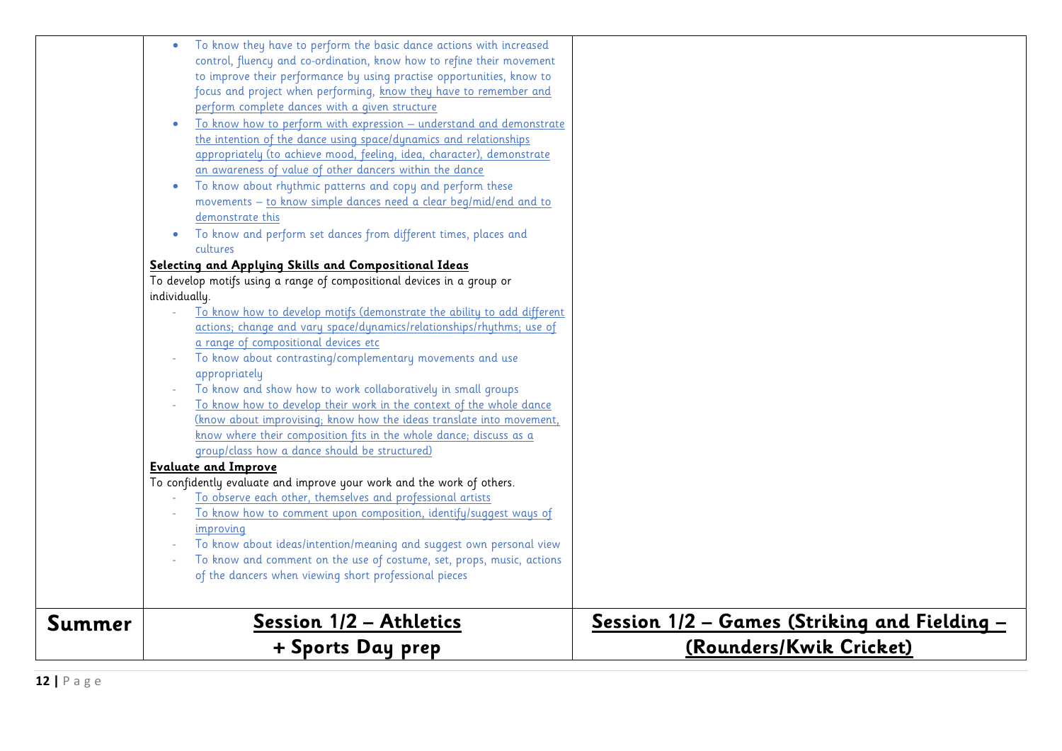|  |  |  |
|---|---|---|
|  | - To know they have to perform the basic dance actions with increased control, fluency and co-ordination, know how to refine their movement to improve their performance by using practise opportunities, know to focus and project when performing, know they have to remember and perform complete dances with a given structure<br>- To know how to perform with expression – understand and demonstrate the intention of the dance using space/dynamics and relationships appropriately (to achieve mood, feeling, idea, character), demonstrate an awareness of value of other dancers within the dance<br>- To know about rhythmic patterns and copy and perform these movements – to know simple dances need a clear beg/mid/end and to demonstrate this<br>- To know and perform set dances from different times, places and cultures<br><br>**Selecting and Applying Skills and Compositional Ideas**<br>To develop motifs using a range of compositional devices in a group or individually.<br>- To know how to develop motifs (demonstrate the ability to add different actions; change and vary space/dynamics/relationships/rhythms; use of a range of compositional devices etc<br>- To know about contrasting/complementary movements and use appropriately<br>- To know and show how to work collaboratively in small groups<br>- To know how to develop their work in the context of the whole dance (know about improvising; know how the ideas translate into movement, know where their composition fits in the whole dance; discuss as a group/class how a dance should be structured)<br><br>**Evaluate and Improve**<br>To confidently evaluate and improve your work and the work of others.<br>- To observe each other, themselves and professional artists<br>- To know how to comment upon composition, identify/suggest ways of improving<br>- To know about ideas/intention/meaning and suggest own personal view<br>- To know and comment on the use of costume, set, props, music, actions of the dancers when viewing short professional pieces |  |
| **Summer** | **Session 1/2 – Athletics + Sports Day prep** | **Session 1/2 – Games (Striking and Fielding – (Rounders/Kwik Cricket)** |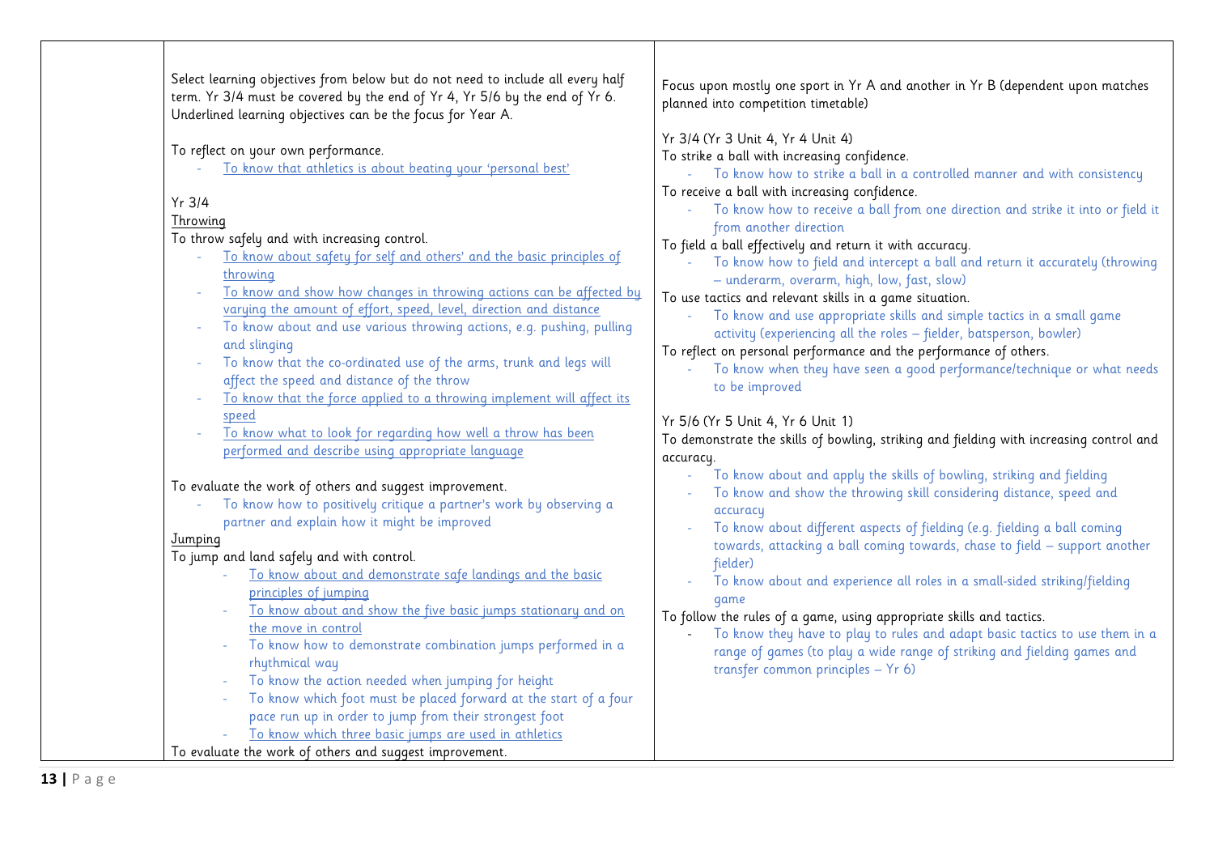| | | |
|---|---|---|
| | Select learning objectives from below but do not need to include all every half term. Yr 3/4 must be covered by the end of Yr 4, Yr 5/6 by the end of Yr 6. Underlined learning objectives can be the focus for Year A.<br><br>To reflect on your own performance.<br>- <u>To know that athletics is about beating your 'personal best'</u><br><br>Yr 3/4<br><u>Throwing</u><br>To throw safely and with increasing control.<br>- <u>To know about safety for self and others' and the basic principles of throwing</u><br>- <u>To know and show how changes in throwing actions can be affected by varying the amount of effort, speed, level, direction and distance</u><br>- To know about and use various throwing actions, e.g. pushing, pulling and slinging<br>- To know that the co-ordinated use of the arms, trunk and legs will affect the speed and distance of the throw<br>- <u>To know that the force applied to a throwing implement will affect its speed</u><br>- <u>To know what to look for regarding how well a throw has been performed and describe using appropriate language</u><br><br>To evaluate the work of others and suggest improvement.<br>- To know how to positively critique a partner's work by observing a partner and explain how it might be improved<br><u>Jumping</u><br>To jump and land safely and with control.<br>- <u>To know about and demonstrate safe landings and the basic principles of jumping</u><br>- <u>To know about and show the five basic jumps stationary and on the move in control</u><br>- To know how to demonstrate combination jumps performed in a rhythmical way<br>- To know the action needed when jumping for height<br>- To know which foot must be placed forward at the start of a four pace run up in order to jump from their strongest foot<br>- <u>To know which three basic jumps are used in athletics</u><br>To evaluate the work of others and suggest improvement. | Focus upon mostly one sport in Yr A and another in Yr B (dependent upon matches planned into competition timetable)<br><br>Yr 3/4 (Yr 3 Unit 4, Yr 4 Unit 4)<br>To strike a ball with increasing confidence.<br>- To know how to strike a ball in a controlled manner and with consistency<br>To receive a ball with increasing confidence.<br>- To know how to receive a ball from one direction and strike it into or field it from another direction<br>To field a ball effectively and return it with accuracy.<br>- To know how to field and intercept a ball and return it accurately (throwing – underarm, overarm, high, low, fast, slow)<br>To use tactics and relevant skills in a game situation.<br>- To know and use appropriate skills and simple tactics in a small game activity (experiencing all the roles – fielder, batsperson, bowler)<br>To reflect on personal performance and the performance of others.<br>- To know when they have seen a good performance/technique or what needs to be improved<br><br>Yr 5/6 (Yr 5 Unit 4, Yr 6 Unit 1)<br>To demonstrate the skills of bowling, striking and fielding with increasing control and accuracy.<br>- To know about and apply the skills of bowling, striking and fielding<br>- To know and show the throwing skill considering distance, speed and accuracy<br>- To know about different aspects of fielding (e.g. fielding a ball coming towards, attacking a ball coming towards, chase to field – support another fielder)<br>- To know about and experience all roles in a small-sided striking/fielding game<br>To follow the rules of a game, using appropriate skills and tactics.<br>- To know they have to play to rules and adapt basic tactics to use them in a range of games (to play a wide range of striking and fielding games and transfer common principles – Yr 6) |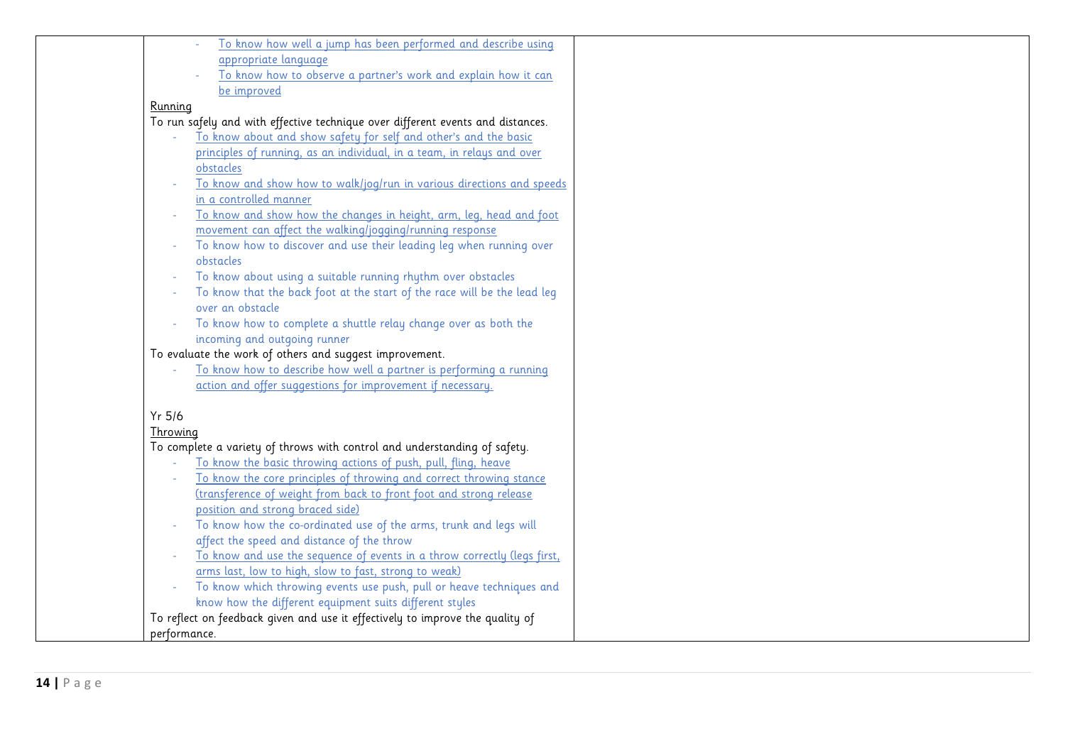| | | |
|---|---|---|
| | - To know how well a jump has been performed and describe using appropriate language<br>- To know how to observe a partner's work and explain how it can be improved<br><br>Running<br>To run safely and with effective technique over different events and distances.<br>- To know about and show safety for self and other's and the basic principles of running, as an individual, in a team, in relays and over obstacles<br>- To know and show how to walk/jog/run in various directions and speeds in a controlled manner<br>- To know and show how the changes in height, arm, leg, head and foot movement can affect the walking/jogging/running response<br>- To know how to discover and use their leading leg when running over obstacles<br>- To know about using a suitable running rhythm over obstacles<br>- To know that the back foot at the start of the race will be the lead leg over an obstacle<br>- To know how to complete a shuttle relay change over as both the incoming and outgoing runner<br><br>To evaluate the work of others and suggest improvement.<br>- To know how to describe how well a partner is performing a running action and offer suggestions for improvement if necessary.<br><br>Yr 5/6<br>Throwing<br>To complete a variety of throws with control and understanding of safety.<br>- To know the basic throwing actions of push, pull, fling, heave<br>- To know the core principles of throwing and correct throwing stance (transference of weight from back to front foot and strong release position and strong braced side)<br>- To know how the co-ordinated use of the arms, trunk and legs will affect the speed and distance of the throw<br>- To know and use the sequence of events in a throw correctly (legs first, arms last, low to high, slow to fast, strong to weak)<br>- To know which throwing events use push, pull or heave techniques and know how the different equipment suits different styles<br><br>To reflect on feedback given and use it effectively to improve the quality of performance. | |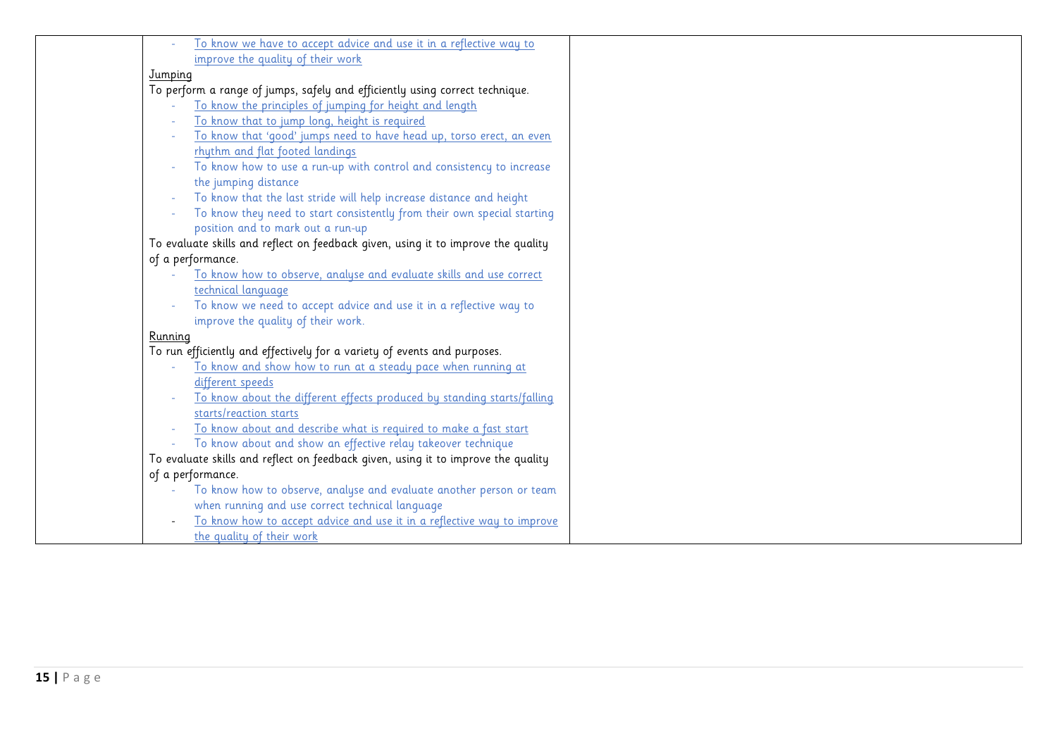| | | |
|---|---|---|
| | - To know we have to accept advice and use it in a reflective way to improve the quality of their work<br><br>Jumping<br>To perform a range of jumps, safely and efficiently using correct technique.<br>- To know the principles of jumping for height and length<br>- To know that to jump long, height is required<br>- To know that 'good' jumps need to have head up, torso erect, an even rhythm and flat footed landings<br>- To know how to use a run-up with control and consistency to increase the jumping distance<br>- To know that the last stride will help increase distance and height<br>- To know they need to start consistently from their own special starting position and to mark out a run-up<br><br>To evaluate skills and reflect on feedback given, using it to improve the quality of a performance.<br>- To know how to observe, analyse and evaluate skills and use correct technical language<br>- To know we need to accept advice and use it in a reflective way to improve the quality of their work.<br><br>Running<br>To run efficiently and effectively for a variety of events and purposes.<br>- To know and show how to run at a steady pace when running at different speeds<br>- To know about the different effects produced by standing starts/falling starts/reaction starts<br>- To know about and describe what is required to make a fast start<br>- To know about and show an effective relay takeover technique<br><br>To evaluate skills and reflect on feedback given, using it to improve the quality of a performance.<br>- To know how to observe, analyse and evaluate another person or team when running and use correct technical language<br>- To know how to accept advice and use it in a reflective way to improve the quality of their work | |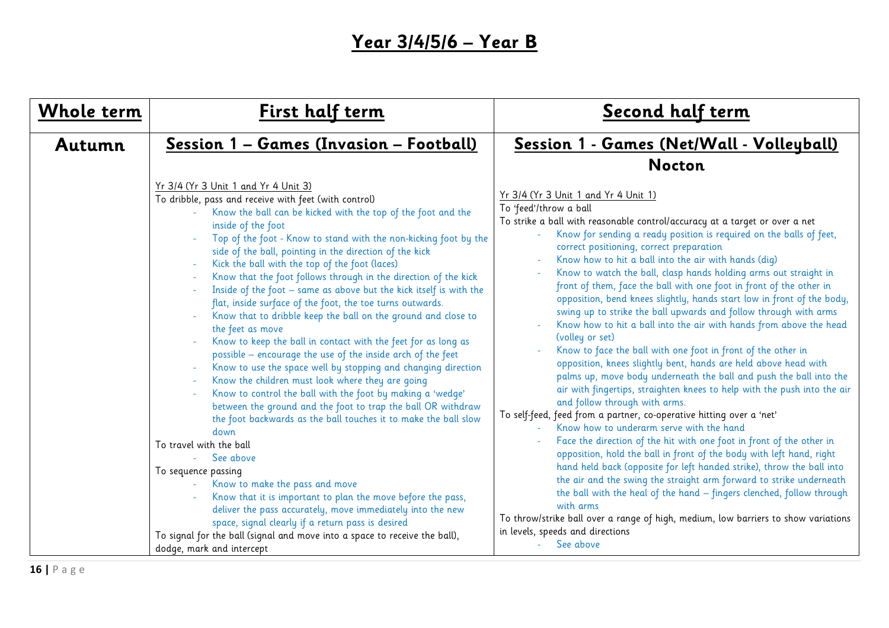# Year 3/4/5/6 – Year B

| Whole term | First half term | Second half term |
|---|---|---|
| **Autumn** | **Session 1 – Games (Invasion – Football)**<br><br>Yr 3/4 (Yr 3 Unit 1 and Yr 4 Unit 3)<br>To dribble, pass and receive with feet (with control)<br>- Know the ball can be kicked with the top of the foot and the inside of the foot<br>- Top of the foot - Know to stand with the non-kicking foot by the side of the ball, pointing in the direction of the kick<br>- Kick the ball with the top of the foot (laces)<br>- Know that the foot follows through in the direction of the kick<br>- Inside of the foot – same as above but the kick itself is with the flat, inside surface of the foot, the toe turns outwards.<br>- Know that to dribble keep the ball on the ground and close to the feet as move<br>- Know to keep the ball in contact with the feet for as long as possible – encourage the use of the inside arch of the feet<br>- Know to use the space well by stopping and changing direction<br>- Know the children must look where they are going<br>- Know to control the ball with the foot by making a 'wedge' between the ground and the foot to trap the ball OR withdraw the foot backwards as the ball touches it to make the ball slow down<br>To travel with the ball<br>- See above<br>To sequence passing<br>- Know to make the pass and move<br>- Know that it is important to plan the move before the pass, deliver the pass accurately, move immediately into the new space, signal clearly if a return pass is desired<br>To signal for the ball (signal and move into a space to receive the ball), dodge, mark and intercept | **Session 1 - Games (Net/Wall - Volleyball)**<br>**Nocton**<br><br>Yr 3/4 (Yr 3 Unit 1 and Yr 4 Unit 1)<br>To 'feed'/throw a ball<br>To strike a ball with reasonable control/accuracy at a target or over a net<br>- Know for sending a ready position is required on the balls of feet, correct positioning, correct preparation<br>- Know how to hit a ball into the air with hands (dig)<br>- Know to watch the ball, clasp hands holding arms out straight in front of them, face the ball with one foot in front of the other in opposition, bend knees slightly, hands start low in front of the body, swing up to strike the ball upwards and follow through with arms<br>- Know how to hit a ball into the air with hands from above the head (volley or set)<br>- Know to face the ball with one foot in front of the other in opposition, knees slightly bent, hands are held above head with palms up, move body underneath the ball and push the ball into the air with fingertips, straighten knees to help with the push into the air and follow through with arms.<br>To self-feed, feed from a partner, co-operative hitting over a 'net'<br>- Know how to underarm serve with the hand<br>- Face the direction of the hit with one foot in front of the other in opposition, hold the ball in front of the body with left hand, right hand held back (opposite for left handed strike), throw the ball into the air and the swing the straight arm forward to strike underneath the ball with the heal of the hand – fingers clenched, follow through with arms<br>To throw/strike ball over a range of high, medium, low barriers to show variations in levels, speeds and directions<br>- See above |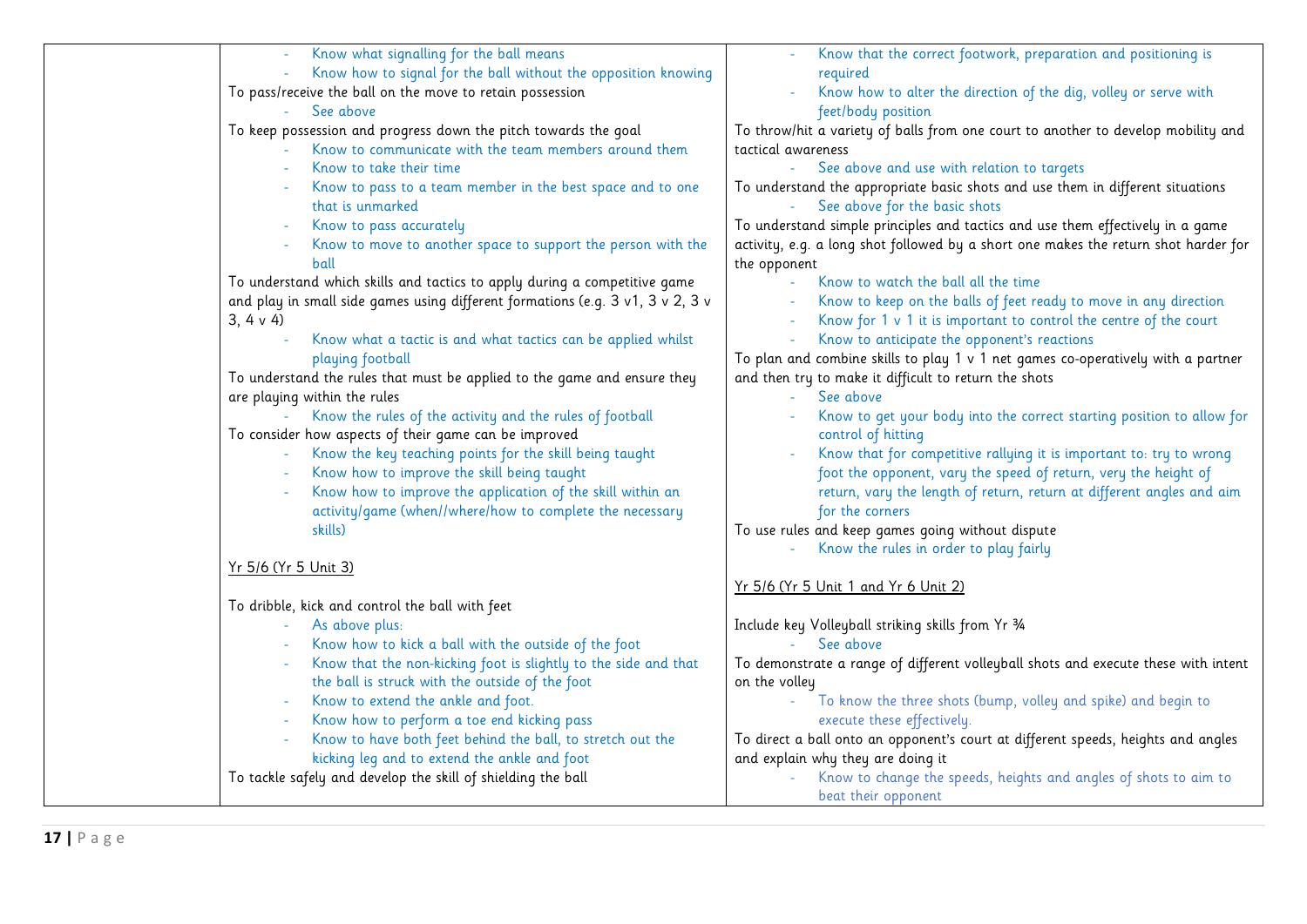| | | |
|---|---|---|
| | - Know what signalling for the ball means<br>- Know how to signal for the ball without the opposition knowing<br>To pass/receive the ball on the move to retain possession<br>- See above<br>To keep possession and progress down the pitch towards the goal<br>- Know to communicate with the team members around them<br>- Know to take their time<br>- Know to pass to a team member in the best space and to one that is unmarked<br>- Know to pass accurately<br>- Know to move to another space to support the person with the ball<br>To understand which skills and tactics to apply during a competitive game and play in small side games using different formations (e.g. 3 v1, 3 v 2, 3 v 3, 4 v 4)<br>- Know what a tactic is and what tactics can be applied whilst playing football<br>To understand the rules that must be applied to the game and ensure they are playing within the rules<br>- Know the rules of the activity and the rules of football<br>To consider how aspects of their game can be improved<br>- Know the key teaching points for the skill being taught<br>- Know how to improve the skill being taught<br>- Know how to improve the application of the skill within an activity/game (when//where/how to complete the necessary skills)<br><br><u>Yr 5/6 (Yr 5 Unit 3)</u><br><br>To dribble, kick and control the ball with feet<br>- As above plus:<br>- Know how to kick a ball with the outside of the foot<br>- Know that the non-kicking foot is slightly to the side and that the ball is struck with the outside of the foot<br>- Know to extend the ankle and foot.<br>- Know how to perform a toe end kicking pass<br>- Know to have both feet behind the ball, to stretch out the kicking leg and to extend the ankle and foot<br>To tackle safely and develop the skill of shielding the ball | - Know that the correct footwork, preparation and positioning is required<br>- Know how to alter the direction of the dig, volley or serve with feet/body position<br>To throw/hit a variety of balls from one court to another to develop mobility and tactical awareness<br>- See above and use with relation to targets<br>To understand the appropriate basic shots and use them in different situations<br>- See above for the basic shots<br>To understand simple principles and tactics and use them effectively in a game activity, e.g. a long shot followed by a short one makes the return shot harder for the opponent<br>- Know to watch the ball all the time<br>- Know to keep on the balls of feet ready to move in any direction<br>- Know for 1 v 1 it is important to control the centre of the court<br>- Know to anticipate the opponent's reactions<br>To plan and combine skills to play 1 v 1 net games co-operatively with a partner and then try to make it difficult to return the shots<br>- See above<br>- Know to get your body into the correct starting position to allow for control of hitting<br>- Know that for competitive rallying it is important to: try to wrong foot the opponent, vary the speed of return, very the height of return, vary the length of return, return at different angles and aim for the corners<br>To use rules and keep games going without dispute<br>- Know the rules in order to play fairly<br><br><u>Yr 5/6 (Yr 5 Unit 1 and Yr 6 Unit 2)</u><br><br>Include key Volleyball striking skills from Yr ¾<br>- See above<br>To demonstrate a range of different volleyball shots and execute these with intent on the volley<br>- To know the three shots (bump, volley and spike) and begin to execute these effectively.<br>To direct a ball onto an opponent's court at different speeds, heights and angles and explain why they are doing it<br>- Know to change the speeds, heights and angles of shots to aim to beat their opponent |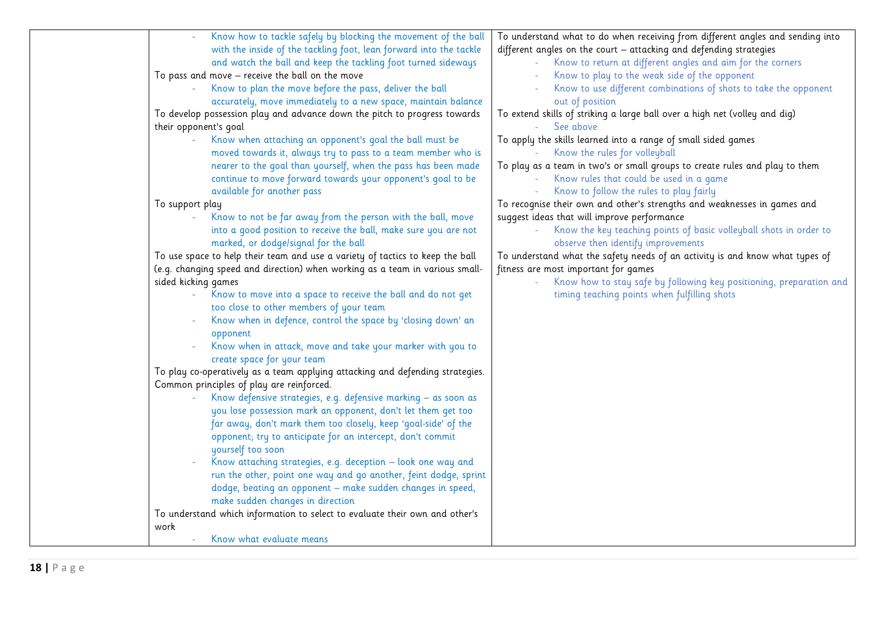| | | |
|---|---|---|
| | - Know how to tackle safely by blocking the movement of the ball with the inside of the tackling foot, lean forward into the tackle and watch the ball and keep the tackling foot turned sideways<br>To pass and move – receive the ball on the move<br>- Know to plan the move before the pass, deliver the ball accurately, move immediately to a new space, maintain balance<br>To develop possession play and advance down the pitch to progress towards their opponent's goal<br>- Know when attaching an opponent's goal the ball must be moved towards it, always try to pass to a team member who is nearer to the goal than yourself, when the pass has been made continue to move forward towards your opponent's goal to be available for another pass<br>To support play<br>- Know to not be far away from the person with the ball, move into a good position to receive the ball, make sure you are not marked, or dodge/signal for the ball<br>To use space to help their team and use a variety of tactics to keep the ball (e.g. changing speed and direction) when working as a team in various small-sided kicking games<br>- Know to move into a space to receive the ball and do not get too close to other members of your team<br>- Know when in defence, control the space by 'closing down' an opponent<br>- Know when in attack, move and take your marker with you to create space for your team<br>To play co-operatively as a team applying attacking and defending strategies. Common principles of play are reinforced.<br>- Know defensive strategies, e.g. defensive marking – as soon as you lose possession mark an opponent, don't let them get too far away, don't mark them too closely, keep 'goal-side' of the opponent; try to anticipate for an intercept, don't commit yourself too soon<br>- Know attaching strategies, e.g. deception – look one way and run the other, point one way and go another, feint dodge, sprint dodge, beating an opponent – make sudden changes in speed, make sudden changes in direction<br>To understand which information to select to evaluate their own and other's work<br>- Know what evaluate means | To understand what to do when receiving from different angles and sending into different angles on the court – attacking and defending strategies<br>- Know to return at different angles and aim for the corners<br>- Know to play to the weak side of the opponent<br>- Know to use different combinations of shots to take the opponent out of position<br>To extend skills of striking a large ball over a high net (volley and dig)<br>- See above<br>To apply the skills learned into a range of small sided games<br>- Know the rules for volleyball<br>To play as a team in two's or small groups to create rules and play to them<br>- Know rules that could be used in a game<br>- Know to follow the rules to play fairly<br>To recognise their own and other's strengths and weaknesses in games and suggest ideas that will improve performance<br>- Know the key teaching points of basic volleyball shots in order to observe then identify improvements<br>To understand what the safety needs of an activity is and know what types of fitness are most important for games<br>- Know how to stay safe by following key positioning, preparation and timing teaching points when fulfilling shots |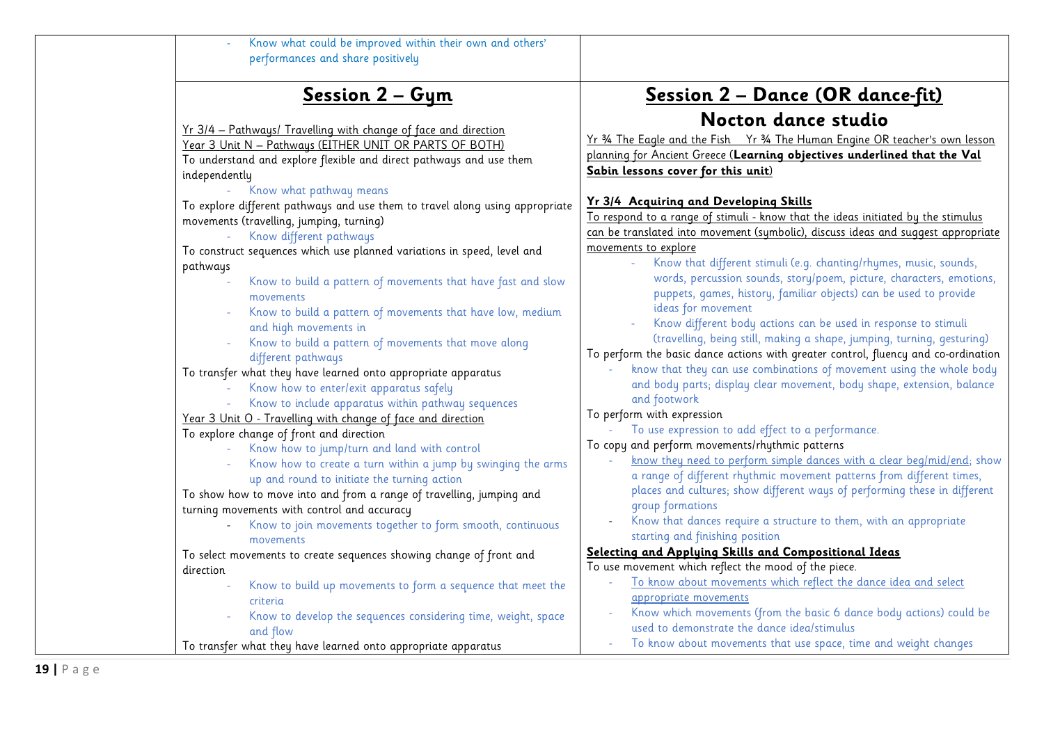| | | |
|---|---|---|
| | - Know what could be improved within their own and others' performances and share positively | |
| | **Session 2 – Gym**<br><br>Yr 3/4 – Pathways/ Travelling with change of face and direction<br>Year 3 Unit N – Pathways (EITHER UNIT OR PARTS OF BOTH)<br>To understand and explore flexible and direct pathways and use them independently<br>- Know what pathway means<br>To explore different pathways and use them to travel along using appropriate movements (travelling, jumping, turning)<br>- Know different pathways<br>To construct sequences which use planned variations in speed, level and pathways<br>- Know to build a pattern of movements that have fast and slow movements<br>- Know to build a pattern of movements that have low, medium and high movements in<br>- Know to build a pattern of movements that move along different pathways<br>To transfer what they have learned onto appropriate apparatus<br>- Know how to enter/exit apparatus safely<br>- Know to include apparatus within pathway sequences<br>Year 3 Unit O - Travelling with change of face and direction<br>To explore change of front and direction<br>- Know how to jump/turn and land with control<br>- Know how to create a turn within a jump by swinging the arms up and round to initiate the turning action<br>To show how to move into and from a range of travelling, jumping and turning movements with control and accuracy<br>- Know to join movements together to form smooth, continuous movements<br>To select movements to create sequences showing change of front and direction<br>- Know to build up movements to form a sequence that meet the criteria<br>- Know to develop the sequences considering time, weight, space and flow<br>To transfer what they have learned onto appropriate apparatus | **Session 2 – Dance (OR dance-fit)**<br>**Nocton dance studio**<br><br>Yr ¾ The Eagle and the Fish Yr ¾ The Human Engine OR teacher's own lesson planning for Ancient Greece (**Learning objectives underlined that the Val Sabin lessons cover for this unit**)<br><br>**Yr 3/4 Acquiring and Developing Skills**<br>To respond to a range of stimuli - know that the ideas initiated by the stimulus can be translated into movement (symbolic), discuss ideas and suggest appropriate movements to explore<br>- Know that different stimuli (e.g. chanting/rhymes, music, sounds, words, percussion sounds, story/poem, picture, characters, emotions, puppets, games, history, familiar objects) can be used to provide ideas for movement<br>- Know different body actions can be used in response to stimuli (travelling, being still, making a shape, jumping, turning, gesturing)<br>To perform the basic dance actions with greater control, fluency and co-ordination<br>- know that they can use combinations of movement using the whole body and body parts; display clear movement, body shape, extension, balance and footwork<br>To perform with expression<br>- To use expression to add effect to a performance.<br>To copy and perform movements/rhythmic patterns<br>- know they need to perform simple dances with a clear beg/mid/end; show a range of different rhythmic movement patterns from different times, places and cultures; show different ways of performing these in different group formations<br>- Know that dances require a structure to them, with an appropriate starting and finishing position<br>**Selecting and Applying Skills and Compositional Ideas**<br>To use movement which reflect the mood of the piece.<br>- To know about movements which reflect the dance idea and select appropriate movements<br>- Know which movements (from the basic 6 dance body actions) could be used to demonstrate the dance idea/stimulus<br>- To know about movements that use space, time and weight changes |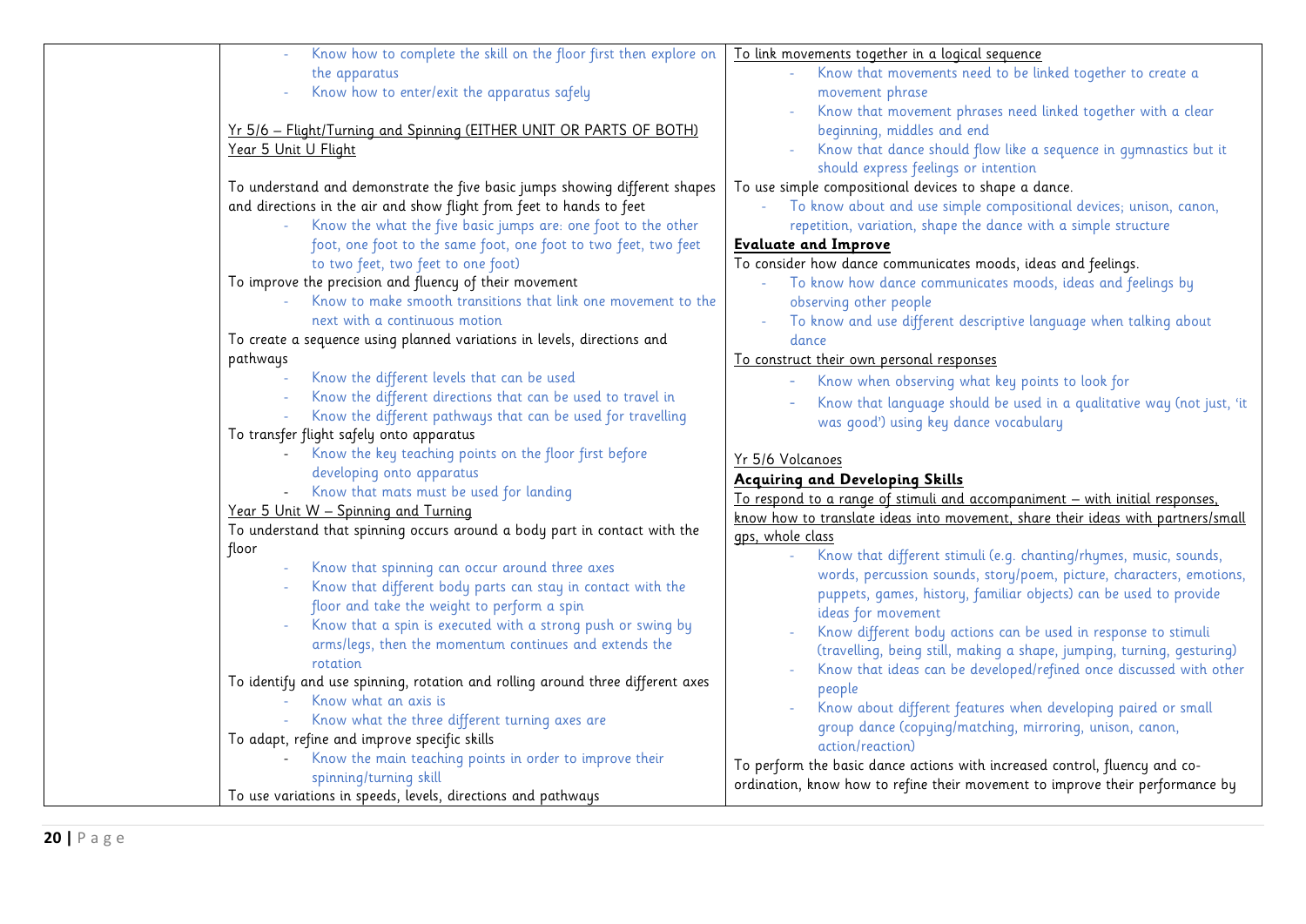| | | |
|---|---|---|
| | - Know how to complete the skill on the floor first then explore on the apparatus<br>- Know how to enter/exit the apparatus safely<br><br><u>Yr 5/6 – Flight/Turning and Spinning (EITHER UNIT OR PARTS OF BOTH)</u><br><u>Year 5 Unit U Flight</u><br><br>To understand and demonstrate the five basic jumps showing different shapes and directions in the air and show flight from feet to hands to feet<br>- Know the what the five basic jumps are: one foot to the other foot, one foot to the same foot, one foot to two feet, two feet to two feet, two feet to one foot)<br>To improve the precision and fluency of their movement<br>- Know to make smooth transitions that link one movement to the next with a continuous motion<br>To create a sequence using planned variations in levels, directions and pathways<br>- Know the different levels that can be used<br>- Know the different directions that can be used to travel in<br>- Know the different pathways that can be used for travelling<br>To transfer flight safely onto apparatus<br>- Know the key teaching points on the floor first before developing onto apparatus<br>- Know that mats must be used for landing<br><u>Year 5 Unit W – Spinning and Turning</u><br>To understand that spinning occurs around a body part in contact with the floor<br>- Know that spinning can occur around three axes<br>- Know that different body parts can stay in contact with the floor and take the weight to perform a spin<br>- Know that a spin is executed with a strong push or swing by arms/legs, then the momentum continues and extends the rotation<br>To identify and use spinning, rotation and rolling around three different axes<br>- Know what an axis is<br>- Know what the three different turning axes are<br>To adapt, refine and improve specific skills<br>- Know the main teaching points in order to improve their spinning/turning skill<br>To use variations in speeds, levels, directions and pathways | <u>To link movements together in a logical sequence</u><br>- Know that movements need to be linked together to create a movement phrase<br>- Know that movement phrases need linked together with a clear beginning, middles and end<br>- Know that dance should flow like a sequence in gymnastics but it should express feelings or intention<br>To use simple compositional devices to shape a dance.<br>- To know about and use simple compositional devices; unison, canon, repetition, variation, shape the dance with a simple structure<br>**<u>Evaluate and Improve</u>**<br>To consider how dance communicates moods, ideas and feelings.<br>- To know how dance communicates moods, ideas and feelings by observing other people<br>- To know and use different descriptive language when talking about dance<br><u>To construct their own personal responses</u><br>- Know when observing what key points to look for<br>- Know that language should be used in a qualitative way (not just, 'it was good') using key dance vocabulary<br><br><u>Yr 5/6 Volcanoes</u><br>**<u>Acquiring and Developing Skills</u>**<br><u>To respond to a range of stimuli and accompaniment – with initial responses, know how to translate ideas into movement, share their ideas with partners/small gps, whole class</u><br>- Know that different stimuli (e.g. chanting/rhymes, music, sounds, words, percussion sounds, story/poem, picture, characters, emotions, puppets, games, history, familiar objects) can be used to provide ideas for movement<br>- Know different body actions can be used in response to stimuli (travelling, being still, making a shape, jumping, turning, gesturing)<br>- Know that ideas can be developed/refined once discussed with other people<br>- Know about different features when developing paired or small group dance (copying/matching, mirroring, unison, canon, action/reaction)<br>To perform the basic dance actions with increased control, fluency and co-ordination, know how to refine their movement to improve their performance by |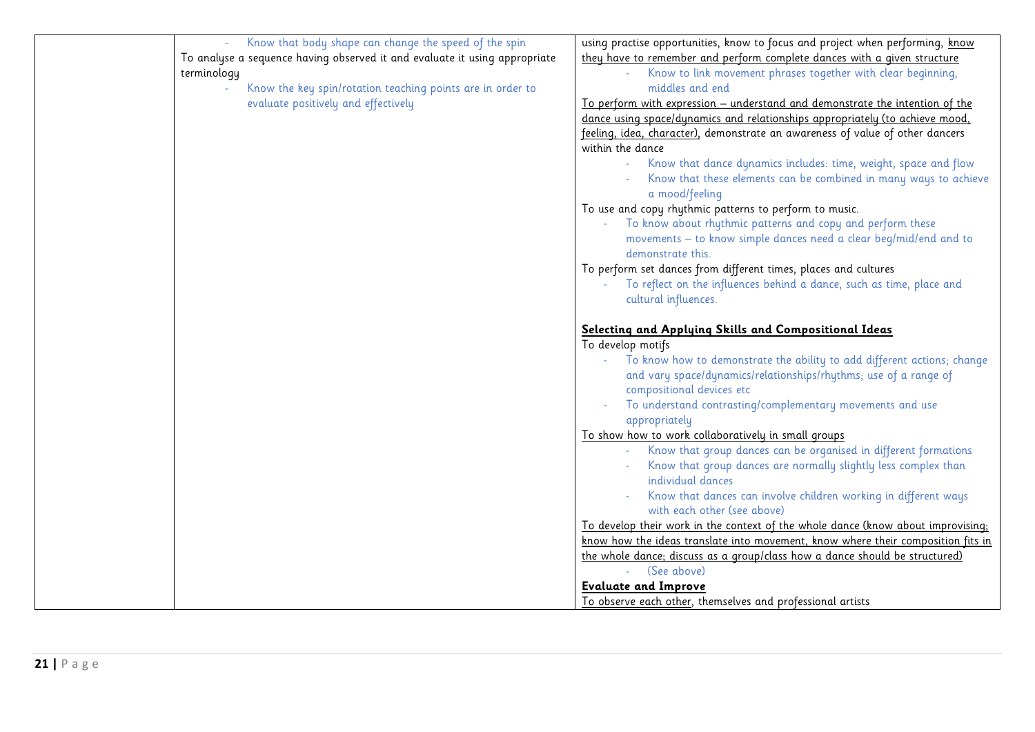| | | |
|---|---|---|
| | - Know that body shape can change the speed of the spin<br>To analyse a sequence having observed it and evaluate it using appropriate terminology<br>- Know the key spin/rotation teaching points are in order to evaluate positively and effectively | using practise opportunities, know to focus and project when performing, know they have to remember and perform complete dances with a given structure<br>- Know to link movement phrases together with clear beginning, middles and end<br>To perform with expression – understand and demonstrate the intention of the dance using space/dynamics and relationships appropriately (to achieve mood, feeling, idea, character), demonstrate an awareness of value of other dancers within the dance<br>- Know that dance dynamics includes: time, weight, space and flow<br>- Know that these elements can be combined in many ways to achieve a mood/feeling<br>To use and copy rhythmic patterns to perform to music.<br>- To know about rhythmic patterns and copy and perform these movements – to know simple dances need a clear beg/mid/end and to demonstrate this.<br>To perform set dances from different times, places and cultures<br>- To reflect on the influences behind a dance, such as time, place and cultural influences.<br><br>**Selecting and Applying Skills and Compositional Ideas**<br>To develop motifs<br>- To know how to demonstrate the ability to add different actions; change and vary space/dynamics/relationships/rhythms; use of a range of compositional devices etc<br>- To understand contrasting/complementary movements and use appropriately<br>To show how to work collaboratively in small groups<br>- Know that group dances can be organised in different formations<br>- Know that group dances are normally slightly less complex than individual dances<br>- Know that dances can involve children working in different ways with each other (see above)<br>To develop their work in the context of the whole dance (know about improvising; know how the ideas translate into movement, know where their composition fits in the whole dance; discuss as a group/class how a dance should be structured)<br>- (See above)<br>**Evaluate and Improve**<br>To observe each other, themselves and professional artists |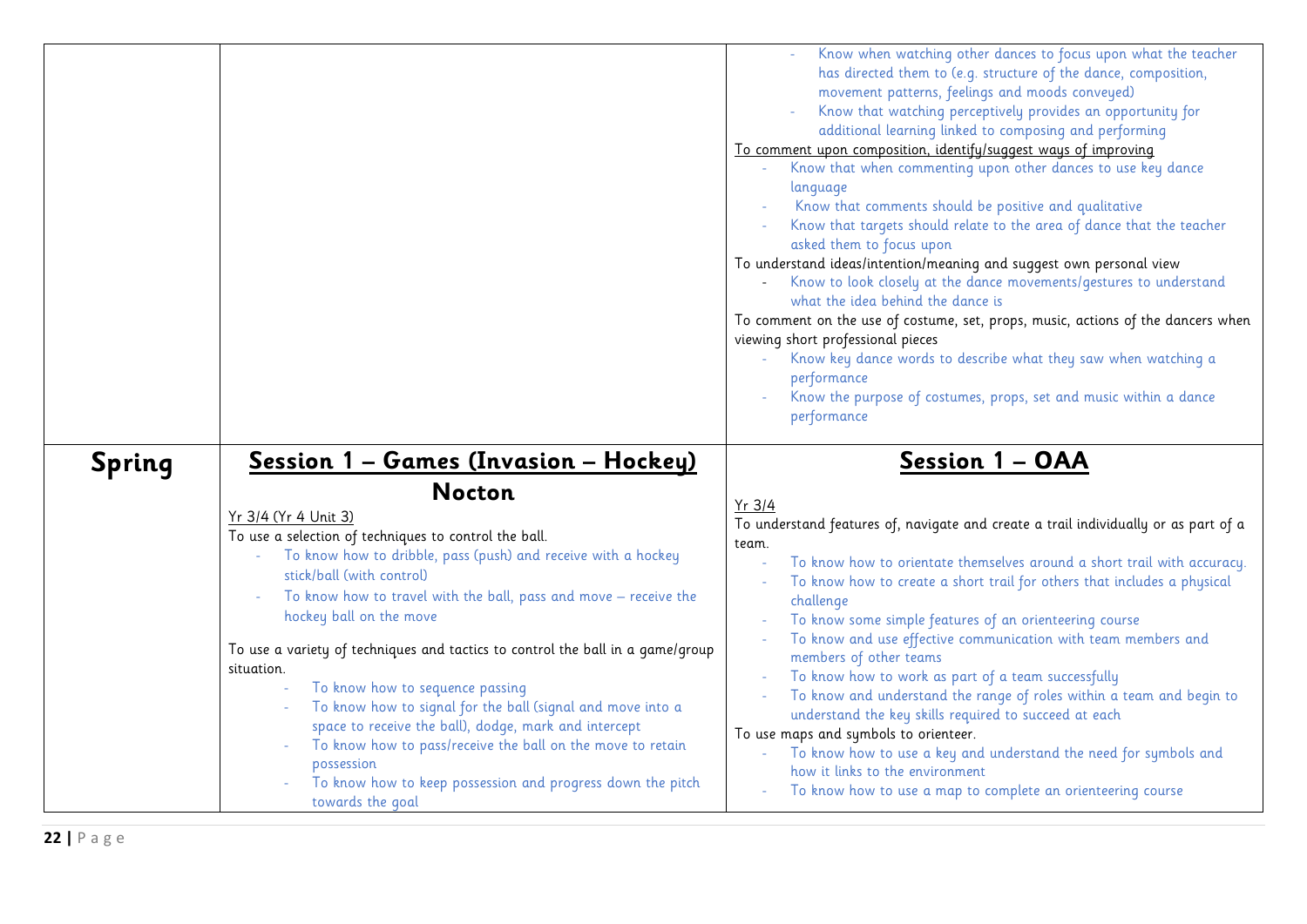| | | |
|---|---|---|
| | | - Know when watching other dances to focus upon what the teacher has directed them to (e.g. structure of the dance, composition, movement patterns, feelings and moods conveyed)<br>- Know that watching perceptively provides an opportunity for additional learning linked to composing and performing<br><br><u>To comment upon composition, identify/suggest ways of improving</u><br>- Know that when commenting upon other dances to use key dance language<br>- Know that comments should be positive and qualitative<br>- Know that targets should relate to the area of dance that the teacher asked them to focus upon<br><br>To understand ideas/intention/meaning and suggest own personal view<br>- Know to look closely at the dance movements/gestures to understand what the idea behind the dance is<br><br>To comment on the use of costume, set, props, music, actions of the dancers when viewing short professional pieces<br>- Know key dance words to describe what they saw when watching a performance<br>- Know the purpose of costumes, props, set and music within a dance performance |
| **Spring** | **<u>Session 1 – Games (Invasion – Hockey)</u>**<br>**Nocton**<br><br><u>Yr 3/4 (Yr 4 Unit 3)</u><br>To use a selection of techniques to control the ball.<br>- To know how to dribble, pass (push) and receive with a hockey stick/ball (with control)<br>- To know how to travel with the ball, pass and move – receive the hockey ball on the move<br><br>To use a variety of techniques and tactics to control the ball in a game/group situation.<br>- To know how to sequence passing<br>- To know how to signal for the ball (signal and move into a space to receive the ball), dodge, mark and intercept<br>- To know how to pass/receive the ball on the move to retain possession<br>- To know how to keep possession and progress down the pitch towards the goal | **<u>Session 1 – OAA</u>**<br><br><u>Yr 3/4</u><br>To understand features of, navigate and create a trail individually or as part of a team.<br>- To know how to orientate themselves around a short trail with accuracy.<br>- To know how to create a short trail for others that includes a physical challenge<br>- To know some simple features of an orienteering course<br>- To know and use effective communication with team members and members of other teams<br>- To know how to work as part of a team successfully<br>- To know and understand the range of roles within a team and begin to understand the key skills required to succeed at each<br><br>To use maps and symbols to orienteer.<br>- To know how to use a key and understand the need for symbols and how it links to the environment<br>- To know how to use a map to complete an orienteering course |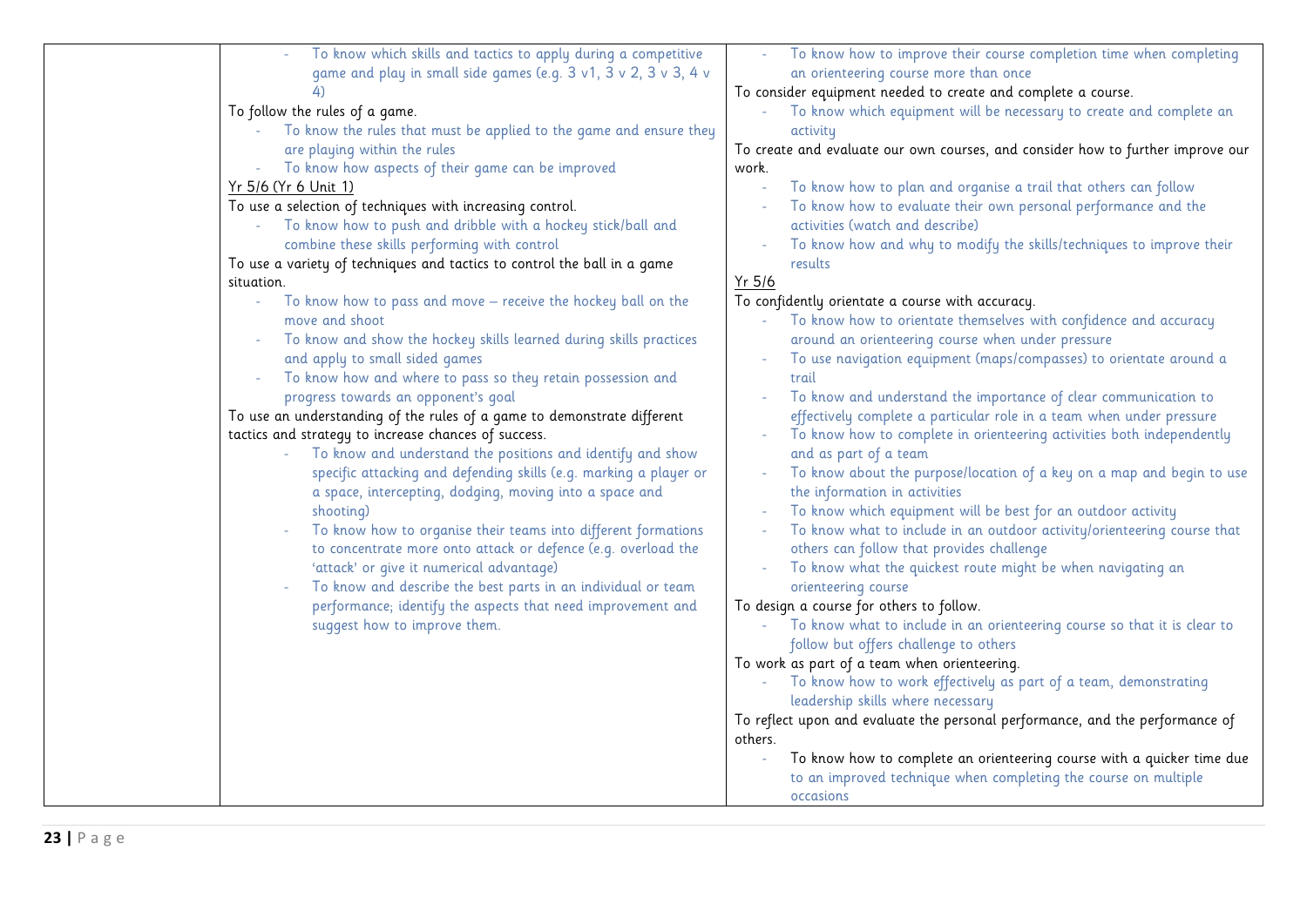| | | |
|---|---|---|
| | - To know which skills and tactics to apply during a competitive game and play in small side games (e.g. 3 v1, 3 v 2, 3 v 3, 4 v 4)<br>To follow the rules of a game.<br>- To know the rules that must be applied to the game and ensure they are playing within the rules<br>- To know how aspects of their game can be improved<br>Yr 5/6 (Yr 6 Unit 1)<br>To use a selection of techniques with increasing control.<br>- To know how to push and dribble with a hockey stick/ball and combine these skills performing with control<br>To use a variety of techniques and tactics to control the ball in a game situation.<br>- To know how to pass and move – receive the hockey ball on the move and shoot<br>- To know and show the hockey skills learned during skills practices and apply to small sided games<br>- To know how and where to pass so they retain possession and progress towards an opponent's goal<br>To use an understanding of the rules of a game to demonstrate different tactics and strategy to increase chances of success.<br>- To know and understand the positions and identify and show specific attacking and defending skills (e.g. marking a player or a space, intercepting, dodging, moving into a space and shooting)<br>- To know how to organise their teams into different formations to concentrate more onto attack or defence (e.g. overload the 'attack' or give it numerical advantage)<br>- To know and describe the best parts in an individual or team performance; identify the aspects that need improvement and suggest how to improve them. | - To know how to improve their course completion time when completing an orienteering course more than once<br>To consider equipment needed to create and complete a course.<br>- To know which equipment will be necessary to create and complete an activity<br>To create and evaluate our own courses, and consider how to further improve our work.<br>- To know how to plan and organise a trail that others can follow<br>- To know how to evaluate their own personal performance and the activities (watch and describe)<br>- To know how and why to modify the skills/techniques to improve their results<br>Yr 5/6<br>To confidently orientate a course with accuracy.<br>- To know how to orientate themselves with confidence and accuracy around an orienteering course when under pressure<br>- To use navigation equipment (maps/compasses) to orientate around a trail<br>- To know and understand the importance of clear communication to effectively complete a particular role in a team when under pressure<br>- To know how to complete in orienteering activities both independently and as part of a team<br>- To know about the purpose/location of a key on a map and begin to use the information in activities<br>- To know which equipment will be best for an outdoor activity<br>- To know what to include in an outdoor activity/orienteering course that others can follow that provides challenge<br>- To know what the quickest route might be when navigating an orienteering course<br>To design a course for others to follow.<br>- To know what to include in an orienteering course so that it is clear to follow but offers challenge to others<br>To work as part of a team when orienteering.<br>- To know how to work effectively as part of a team, demonstrating leadership skills where necessary<br>To reflect upon and evaluate the personal performance, and the performance of others.<br>- To know how to complete an orienteering course with a quicker time due to an improved technique when completing the course on multiple occasions |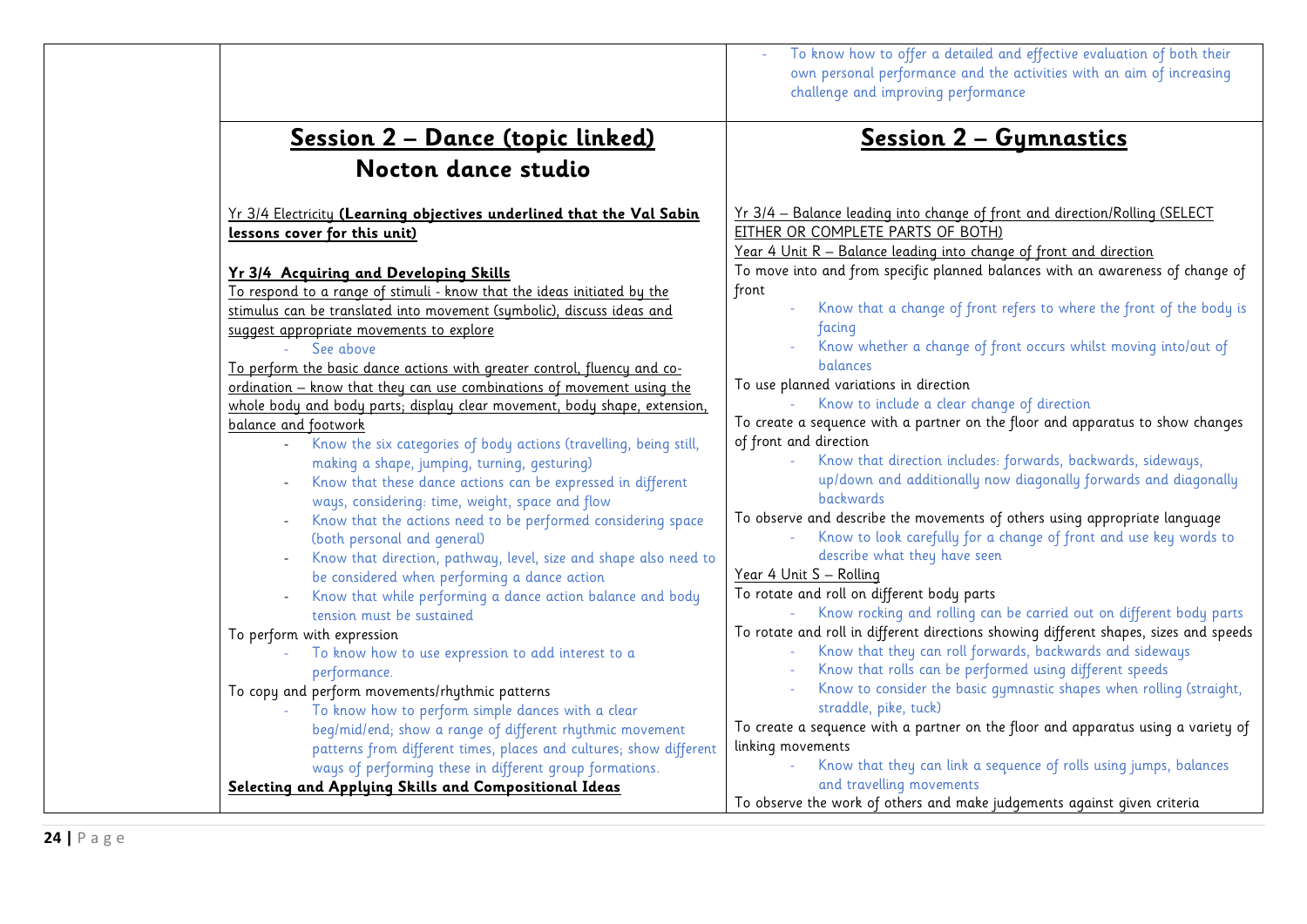- To know how to offer a detailed and effective evaluation of both their own personal performance and the activities with an aim of increasing challenge and improving performance

## Session 2 – Dance (topic linked)
## Nocton dance studio

Yr 3/4 Electricity **(Learning objectives underlined that the Val Sabin lessons cover for this unit)**

**Yr 3/4 Acquiring and Developing Skills**

To respond to a range of stimuli - know that the ideas initiated by the stimulus can be translated into movement (symbolic), discuss ideas and suggest appropriate movements to explore

- See above

To perform the basic dance actions with greater control, fluency and co-ordination – know that they can use combinations of movement using the whole body and body parts; display clear movement, body shape, extension, balance and footwork

- Know the six categories of body actions (travelling, being still, making a shape, jumping, turning, gesturing)
- Know that these dance actions can be expressed in different ways, considering: time, weight, space and flow
- Know that the actions need to be performed considering space (both personal and general)
- Know that direction, pathway, level, size and shape also need to be considered when performing a dance action
- Know that while performing a dance action balance and body tension must be sustained

To perform with expression

- To know how to use expression to add interest to a performance.

To copy and perform movements/rhythmic patterns

- To know how to perform simple dances with a clear beg/mid/end; show a range of different rhythmic movement patterns from different times, places and cultures; show different ways of performing these in different group formations.

**Selecting and Applying Skills and Compositional Ideas**

## Session 2 – Gymnastics

Yr 3/4 – Balance leading into change of front and direction/Rolling (SELECT EITHER OR COMPLETE PARTS OF BOTH)

Year 4 Unit R – Balance leading into change of front and direction

To move into and from specific planned balances with an awareness of change of front

- Know that a change of front refers to where the front of the body is facing
- Know whether a change of front occurs whilst moving into/out of balances

To use planned variations in direction

- Know to include a clear change of direction

To create a sequence with a partner on the floor and apparatus to show changes of front and direction

- Know that direction includes: forwards, backwards, sideways, up/down and additionally now diagonally forwards and diagonally backwards

To observe and describe the movements of others using appropriate language

- Know to look carefully for a change of front and use key words to describe what they have seen

Year 4 Unit S – Rolling

To rotate and roll on different body parts

- Know rocking and rolling can be carried out on different body parts

To rotate and roll in different directions showing different shapes, sizes and speeds

- Know that they can roll forwards, backwards and sideways
- Know that rolls can be performed using different speeds
- Know to consider the basic gymnastic shapes when rolling (straight, straddle, pike, tuck)

To create a sequence with a partner on the floor and apparatus using a variety of linking movements

- Know that they can link a sequence of rolls using jumps, balances and travelling movements

To observe the work of others and make judgements against given criteria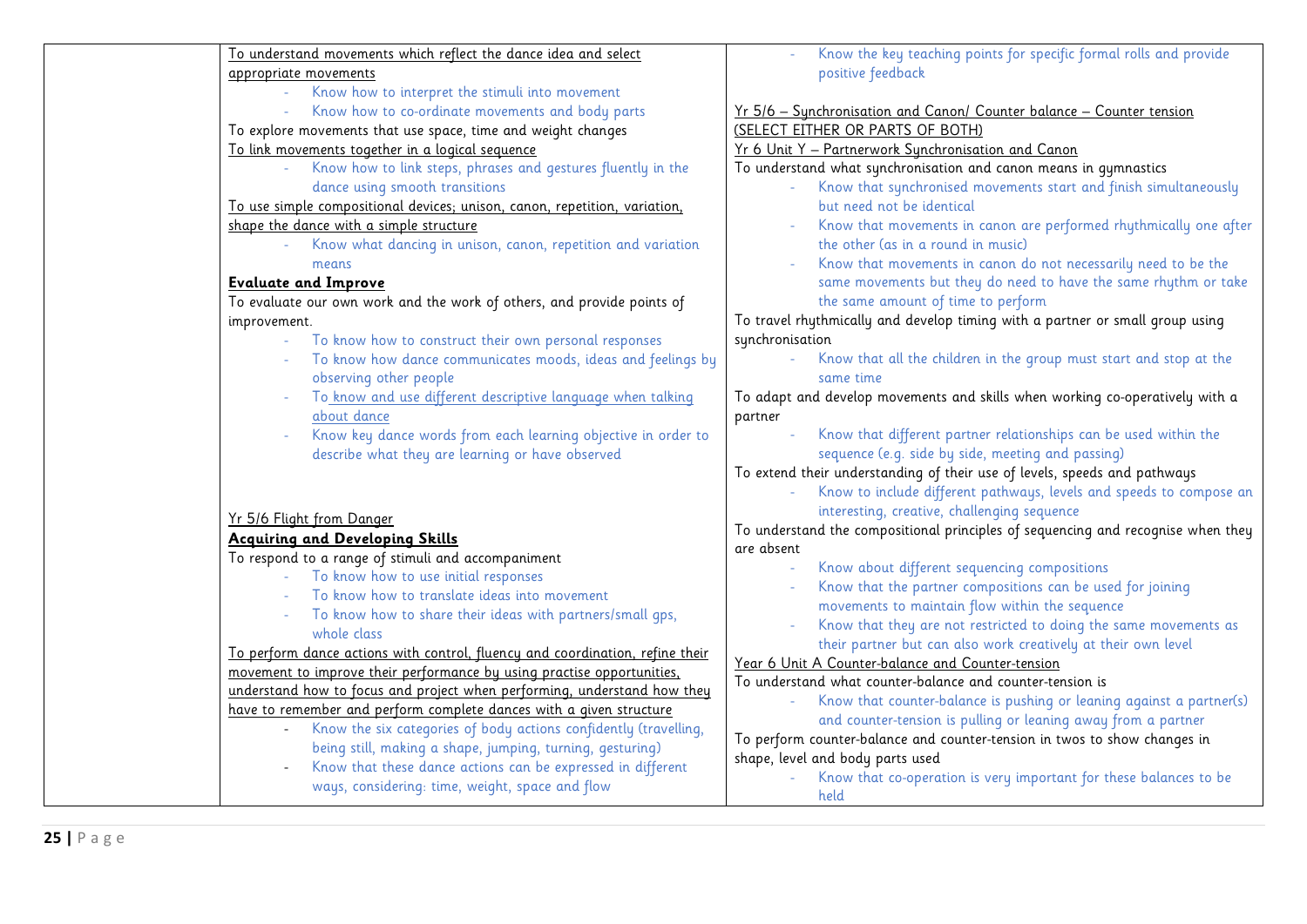| | | |
|---|---|---|
| | To understand movements which reflect the dance idea and select appropriate movements<br>- Know how to interpret the stimuli into movement<br>- Know how to co-ordinate movements and body parts<br>To explore movements that use space, time and weight changes<br>To link movements together in a logical sequence<br>- Know how to link steps, phrases and gestures fluently in the dance using smooth transitions<br>To use simple compositional devices; unison, canon, repetition, variation, shape the dance with a simple structure<br>- Know what dancing in unison, canon, repetition and variation means<br>**Evaluate and Improve**<br>To evaluate our own work and the work of others, and provide points of improvement.<br>- To know how to construct their own personal responses<br>- To know how dance communicates moods, ideas and feelings by observing other people<br>- To know and use different descriptive language when talking about dance<br>- Know key dance words from each learning objective in order to describe what they are learning or have observed<br><br>Yr 5/6 Flight from Danger<br>**Acquiring and Developing Skills**<br>To respond to a range of stimuli and accompaniment<br>- To know how to use initial responses<br>- To know how to translate ideas into movement<br>- To know how to share their ideas with partners/small gps, whole class<br>To perform dance actions with control, fluency and coordination, refine their movement to improve their performance by using practise opportunities, understand how to focus and project when performing, understand how they have to remember and perform complete dances with a given structure<br>- Know the six categories of body actions confidently (travelling, being still, making a shape, jumping, turning, gesturing)<br>- Know that these dance actions can be expressed in different ways, considering: time, weight, space and flow | - Know the key teaching points for specific formal rolls and provide positive feedback<br><br>Yr 5/6 – Synchronisation and Canon/ Counter balance – Counter tension (SELECT EITHER OR PARTS OF BOTH)<br>Yr 6 Unit Y – Partnerwork Synchronisation and Canon<br>To understand what synchronisation and canon means in gymnastics<br>- Know that synchronised movements start and finish simultaneously but need not be identical<br>- Know that movements in canon are performed rhythmically one after the other (as in a round in music)<br>- Know that movements in canon do not necessarily need to be the same movements but they do need to have the same rhythm or take the same amount of time to perform<br>To travel rhythmically and develop timing with a partner or small group using synchronisation<br>- Know that all the children in the group must start and stop at the same time<br>To adapt and develop movements and skills when working co-operatively with a partner<br>- Know that different partner relationships can be used within the sequence (e.g. side by side, meeting and passing)<br>To extend their understanding of their use of levels, speeds and pathways<br>- Know to include different pathways, levels and speeds to compose an interesting, creative, challenging sequence<br>To understand the compositional principles of sequencing and recognise when they are absent<br>- Know about different sequencing compositions<br>- Know that the partner compositions can be used for joining movements to maintain flow within the sequence<br>- Know that they are not restricted to doing the same movements as their partner but can also work creatively at their own level<br>Year 6 Unit A Counter-balance and Counter-tension<br>To understand what counter-balance and counter-tension is<br>- Know that counter-balance is pushing or leaning against a partner(s) and counter-tension is pulling or leaning away from a partner<br>To perform counter-balance and counter-tension in twos to show changes in shape, level and body parts used<br>- Know that co-operation is very important for these balances to be held |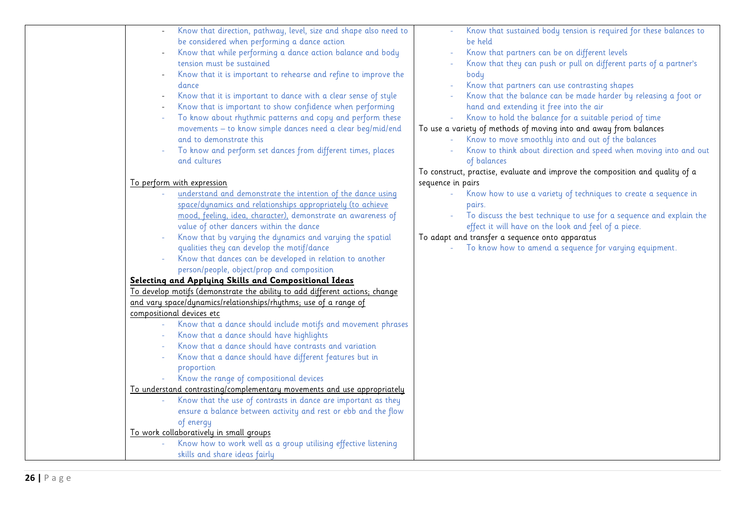| | | |
|---|---|---|
| | - Know that direction, pathway, level, size and shape also need to be considered when performing a dance action<br>- Know that while performing a dance action balance and body tension must be sustained<br>- Know that it is important to rehearse and refine to improve the dance<br>- Know that it is important to dance with a clear sense of style<br>- Know that is important to show confidence when performing<br>- To know about rhythmic patterns and copy and perform these movements – to know simple dances need a clear beg/mid/end and to demonstrate this<br>- To know and perform set dances from different times, places and cultures<br><br><u>To perform with expression</u><br>- <u>understand and demonstrate the intention of the dance using space/dynamics and relationships appropriately (to achieve mood, feeling, idea, character),</u> demonstrate an awareness of value of other dancers within the dance<br>- Know that by varying the dynamics and varying the spatial qualities they can develop the motif/dance<br>- Know that dances can be developed in relation to another person/people, object/prop and composition<br>**<u>Selecting and Applying Skills and Compositional Ideas</u>**<br><u>To develop motifs (demonstrate the ability to add different actions; change and vary space/dynamics/relationships/rhythms; use of a range of compositional devices etc</u><br>- Know that a dance should include motifs and movement phrases<br>- Know that a dance should have highlights<br>- Know that a dance should have contrasts and variation<br>- Know that a dance should have different features but in proportion<br>- Know the range of compositional devices<br><u>To understand contrasting/complementary movements and use appropriately</u><br>- Know that the use of contrasts in dance are important as they ensure a balance between activity and rest or ebb and the flow of energy<br><u>To work collaboratively in small groups</u><br>- Know how to work well as a group utilising effective listening skills and share ideas fairly | - Know that sustained body tension is required for these balances to be held<br>- Know that partners can be on different levels<br>- Know that they can push or pull on different parts of a partner's body<br>- Know that partners can use contrasting shapes<br>- Know that the balance can be made harder by releasing a foot or hand and extending it free into the air<br>- Know to hold the balance for a suitable period of time<br>To use a variety of methods of moving into and away from balances<br>- Know to move smoothly into and out of the balances<br>- Know to think about direction and speed when moving into and out of balances<br>To construct, practise, evaluate and improve the composition and quality of a sequence in pairs<br>- Know how to use a variety of techniques to create a sequence in pairs.<br>- To discuss the best technique to use for a sequence and explain the effect it will have on the look and feel of a piece.<br>To adapt and transfer a sequence onto apparatus<br>- To know how to amend a sequence for varying equipment. |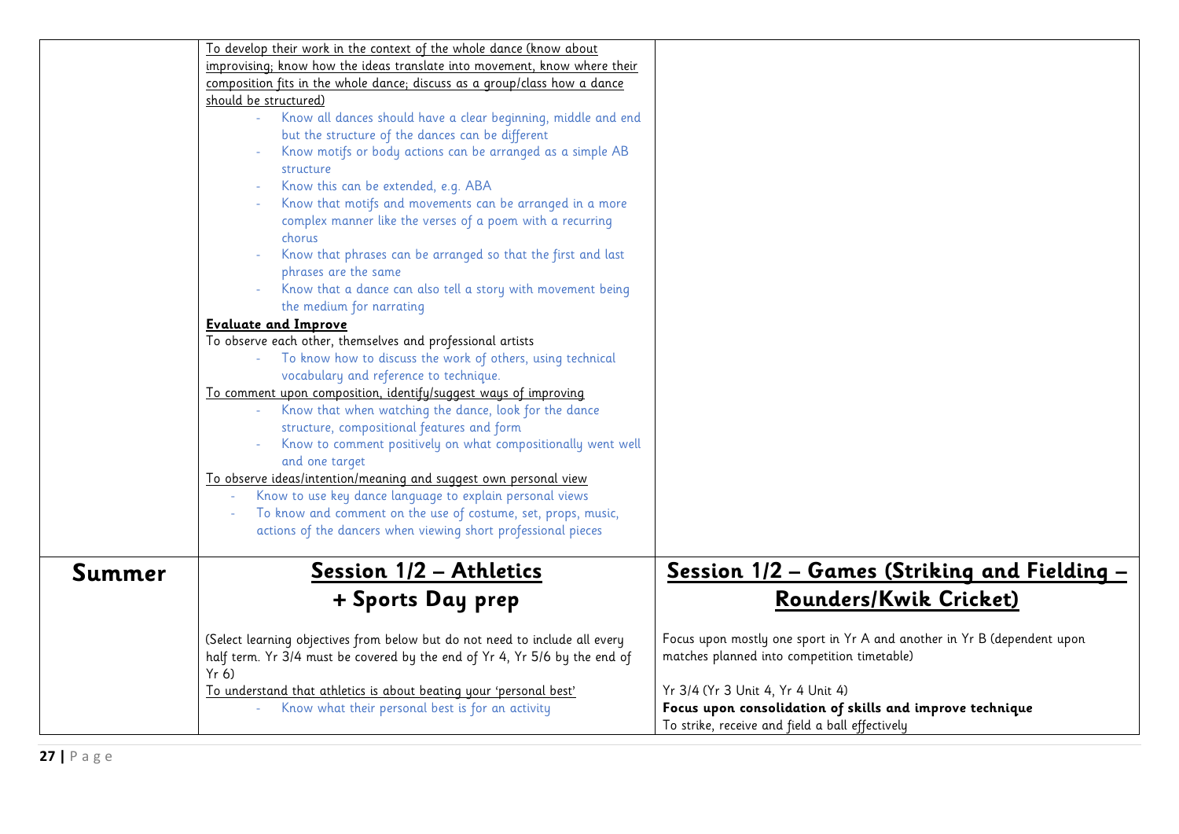| | | |
|---|---|---|
| | To develop their work in the context of the whole dance (know about improvising; know how the ideas translate into movement, know where their composition fits in the whole dance; discuss as a group/class how a dance should be structured)<br>- Know all dances should have a clear beginning, middle and end but the structure of the dances can be different<br>- Know motifs or body actions can be arranged as a simple AB structure<br>- Know this can be extended, e.g. ABA<br>- Know that motifs and movements can be arranged in a more complex manner like the verses of a poem with a recurring chorus<br>- Know that phrases can be arranged so that the first and last phrases are the same<br>- Know that a dance can also tell a story with movement being the medium for narrating<br>**Evaluate and Improve**<br>To observe each other, themselves and professional artists<br>- To know how to discuss the work of others, using technical vocabulary and reference to technique.<br>To comment upon composition, identify/suggest ways of improving<br>- Know that when watching the dance, look for the dance structure, compositional features and form<br>- Know to comment positively on what compositionally went well and one target<br>To observe ideas/intention/meaning and suggest own personal view<br>- Know to use key dance language to explain personal views<br>- To know and comment on the use of costume, set, props, music, actions of the dancers when viewing short professional pieces | |
| **Summer** | **Session 1/2 – Athletics + Sports Day prep**<br><br>(Select learning objectives from below but do not need to include all every half term. Yr 3/4 must be covered by the end of Yr 4, Yr 5/6 by the end of Yr 6)<br>To understand that athletics is about beating your 'personal best'<br>- Know what their personal best is for an activity | **Session 1/2 – Games (Striking and Fielding – Rounders/Kwik Cricket)**<br><br>Focus upon mostly one sport in Yr A and another in Yr B (dependent upon matches planned into competition timetable)<br><br>Yr 3/4 (Yr 3 Unit 4, Yr 4 Unit 4)<br>**Focus upon consolidation of skills and improve technique**<br>To strike, receive and field a ball effectively |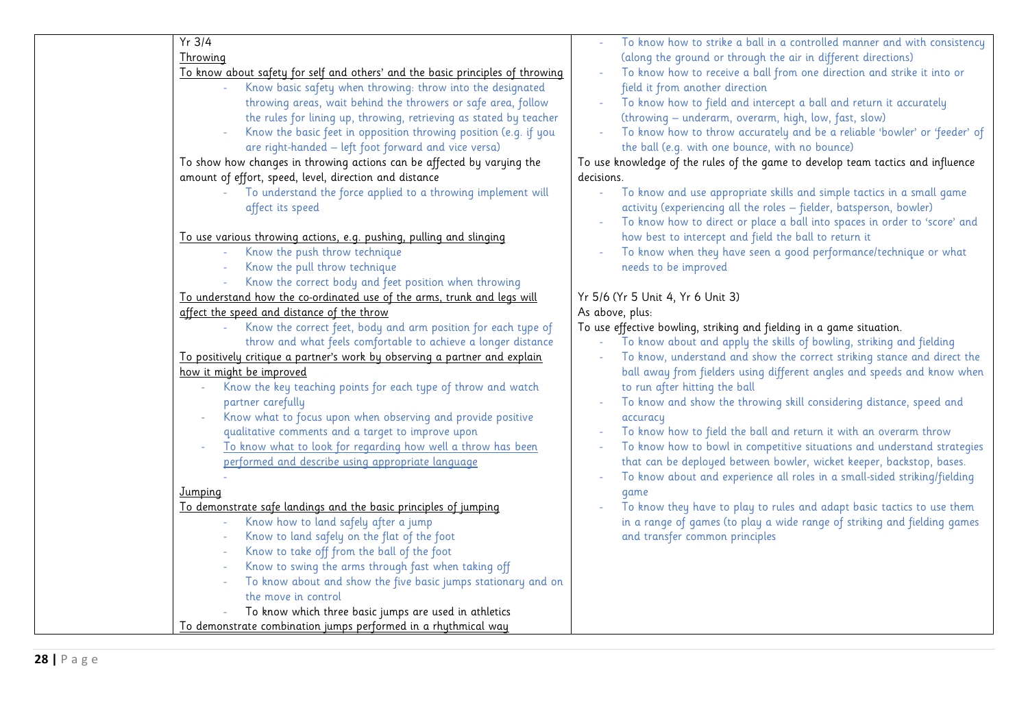| | | |
|---|---|---|
| | Yr 3/4<br>Throwing<br>To know about safety for self and others' and the basic principles of throwing<br>- Know basic safety when throwing: throw into the designated throwing areas, wait behind the throwers or safe area, follow the rules for lining up, throwing, retrieving as stated by teacher<br>- Know the basic feet in opposition throwing position (e.g. if you are right-handed – left foot forward and vice versa)<br>To show how changes in throwing actions can be affected by varying the amount of effort, speed, level, direction and distance<br>- To understand the force applied to a throwing implement will affect its speed<br><br>To use various throwing actions, e.g. pushing, pulling and slinging<br>- Know the push throw technique<br>- Know the pull throw technique<br>- Know the correct body and feet position when throwing<br>To understand how the co-ordinated use of the arms, trunk and legs will affect the speed and distance of the throw<br>- Know the correct feet, body and arm position for each type of throw and what feels comfortable to achieve a longer distance<br>To positively critique a partner's work by observing a partner and explain how it might be improved<br>- Know the key teaching points for each type of throw and watch partner carefully<br>- Know what to focus upon when observing and provide positive qualitative comments and a target to improve upon<br>- To know what to look for regarding how well a throw has been performed and describe using appropriate language<br>-<br>Jumping<br>To demonstrate safe landings and the basic principles of jumping<br>- Know how to land safely after a jump<br>- Know to land safely on the flat of the foot<br>- Know to take off from the ball of the foot<br>- Know to swing the arms through fast when taking off<br>- To know about and show the five basic jumps stationary and on the move in control<br>- To know which three basic jumps are used in athletics<br>To demonstrate combination jumps performed in a rhythmical way | - To know how to strike a ball in a controlled manner and with consistency (along the ground or through the air in different directions)<br>- To know how to receive a ball from one direction and strike it into or field it from another direction<br>- To know how to field and intercept a ball and return it accurately (throwing – underarm, overarm, high, low, fast, slow)<br>- To know how to throw accurately and be a reliable 'bowler' or 'feeder' of the ball (e.g. with one bounce, with no bounce)<br>To use knowledge of the rules of the game to develop team tactics and influence decisions.<br>- To know and use appropriate skills and simple tactics in a small game activity (experiencing all the roles – fielder, batsperson, bowler)<br>- To know how to direct or place a ball into spaces in order to 'score' and how best to intercept and field the ball to return it<br>- To know when they have seen a good performance/technique or what needs to be improved<br><br>Yr 5/6 (Yr 5 Unit 4, Yr 6 Unit 3)<br>As above, plus:<br>To use effective bowling, striking and fielding in a game situation.<br>- To know about and apply the skills of bowling, striking and fielding<br>- To know, understand and show the correct striking stance and direct the ball away from fielders using different angles and speeds and know when to run after hitting the ball<br>- To know and show the throwing skill considering distance, speed and accuracy<br>- To know how to field the ball and return it with an overarm throw<br>- To know how to bowl in competitive situations and understand strategies that can be deployed between bowler, wicket keeper, backstop, bases.<br>- To know about and experience all roles in a small-sided striking/fielding game<br>- To know they have to play to rules and adapt basic tactics to use them in a range of games (to play a wide range of striking and fielding games and transfer common principles |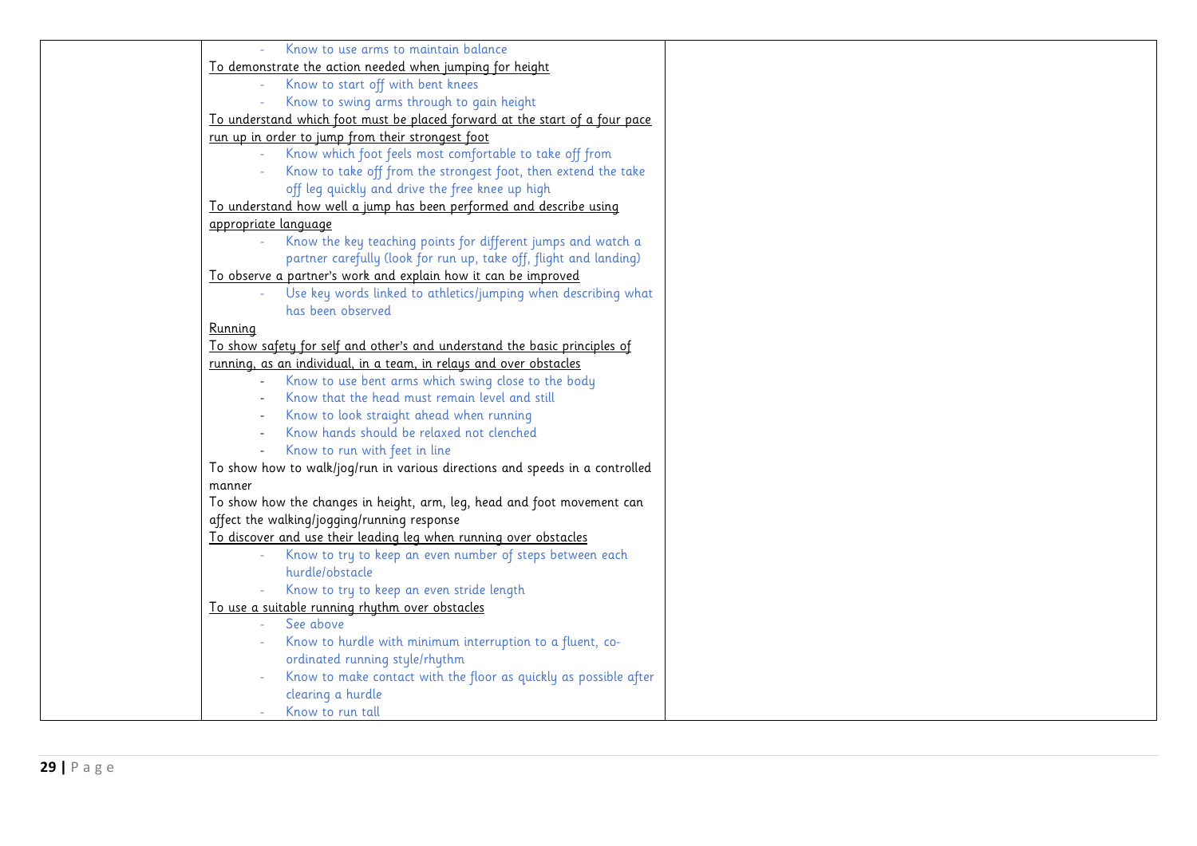| | | |
|---|---|---|
| | - Know to use arms to maintain balance<br><u>To demonstrate the action needed when jumping for height</u><br>- Know to start off with bent knees<br>- Know to swing arms through to gain height<br><u>To understand which foot must be placed forward at the start of a four pace run up in order to jump from their strongest foot</u><br>- Know which foot feels most comfortable to take off from<br>- Know to take off from the strongest foot, then extend the take off leg quickly and drive the free knee up high<br><u>To understand how well a jump has been performed and describe using appropriate language</u><br>- Know the key teaching points for different jumps and watch a partner carefully (look for run up, take off, flight and landing)<br><u>To observe a partner's work and explain how it can be improved</u><br>- Use key words linked to athletics/jumping when describing what has been observed<br><u>Running</u><br><u>To show safety for self and other's and understand the basic principles of running, as an individual, in a team, in relays and over obstacles</u><br>- Know to use bent arms which swing close to the body<br>- Know that the head must remain level and still<br>- Know to look straight ahead when running<br>- Know hands should be relaxed not clenched<br>- Know to run with feet in line<br>To show how to walk/jog/run in various directions and speeds in a controlled manner<br>To show how the changes in height, arm, leg, head and foot movement can affect the walking/jogging/running response<br><u>To discover and use their leading leg when running over obstacles</u><br>- Know to try to keep an even number of steps between each hurdle/obstacle<br>- Know to try to keep an even stride length<br><u>To use a suitable running rhythm over obstacles</u><br>- See above<br>- Know to hurdle with minimum interruption to a fluent, co-ordinated running style/rhythm<br>- Know to make contact with the floor as quickly as possible after clearing a hurdle<br>- Know to run tall | |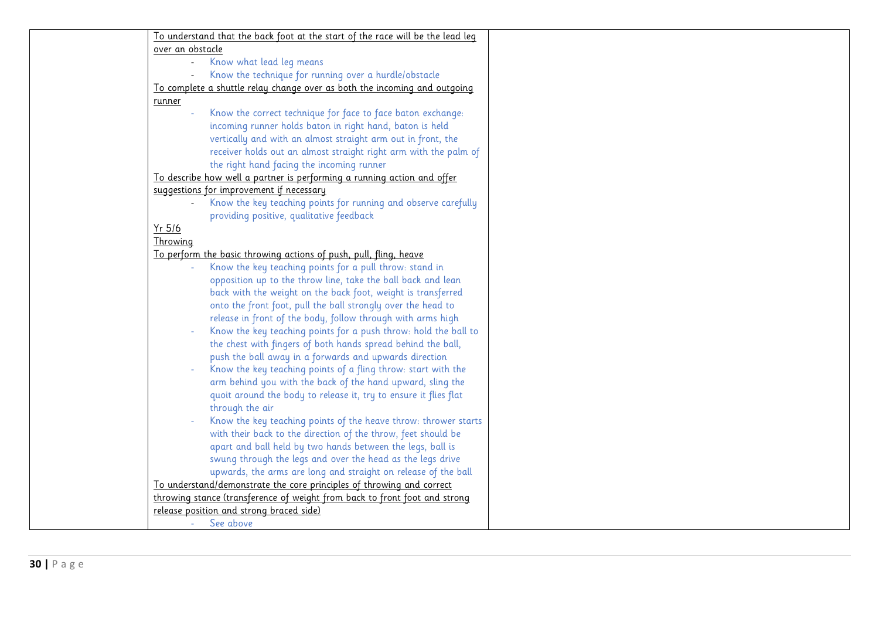| | | |
|---|---|---|
| | <u>To understand that the back foot at the start of the race will be the lead leg over an obstacle</u><br>- Know what lead leg means<br>- Know the technique for running over a hurdle/obstacle<br><u>To complete a shuttle relay change over as both the incoming and outgoing runner</u><br>- Know the correct technique for face to face baton exchange: incoming runner holds baton in right hand, baton is held vertically and with an almost straight arm out in front, the receiver holds out an almost straight right arm with the palm of the right hand facing the incoming runner<br><u>To describe how well a partner is performing a running action and offer suggestions for improvement if necessary</u><br>- Know the key teaching points for running and observe carefully providing positive, qualitative feedback<br><u>Yr 5/6</u><br><u>Throwing</u><br><u>To perform the basic throwing actions of push, pull, fling, heave</u><br>- Know the key teaching points for a pull throw: stand in opposition up to the throw line, take the ball back and lean back with the weight on the back foot, weight is transferred onto the front foot, pull the ball strongly over the head to release in front of the body, follow through with arms high<br>- Know the key teaching points for a push throw: hold the ball to the chest with fingers of both hands spread behind the ball, push the ball away in a forwards and upwards direction<br>- Know the key teaching points of a fling throw: start with the arm behind you with the back of the hand upward, sling the quoit around the body to release it, try to ensure it flies flat through the air<br>- Know the key teaching points of the heave throw: thrower starts with their back to the direction of the throw, feet should be apart and ball held by two hands between the legs, ball is swung through the legs and over the head as the legs drive upwards, the arms are long and straight on release of the ball<br><u>To understand/demonstrate the core principles of throwing and correct throwing stance (transference of weight from back to front foot and strong release position and strong braced side)</u><br>- See above | |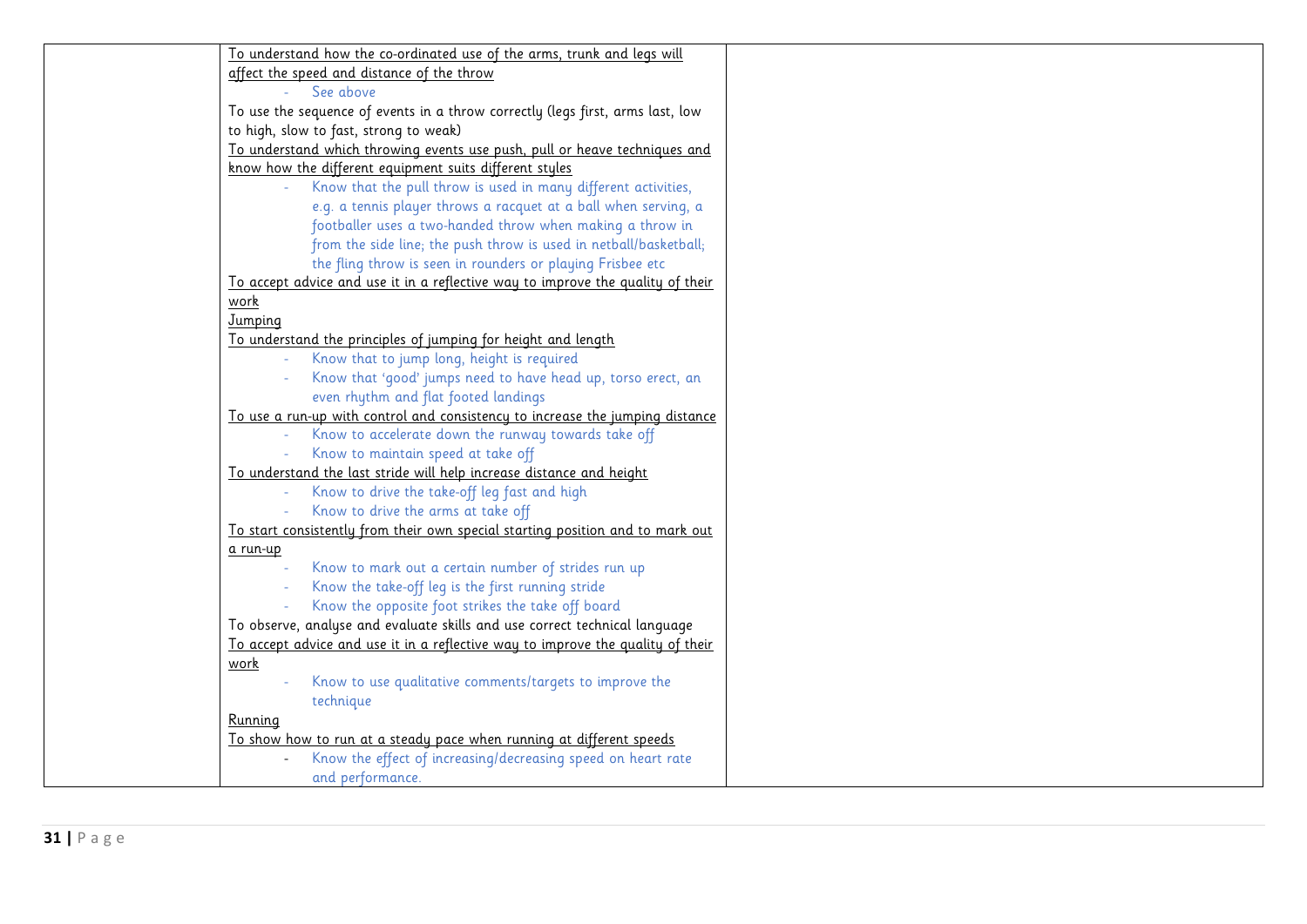| | | |
|---|---|---|
| | <u>To understand how the co-ordinated use of the arms, trunk and legs will affect the speed and distance of the throw</u><br>- See above<br>To use the sequence of events in a throw correctly (legs first, arms last, low to high, slow to fast, strong to weak)<br><u>To understand which throwing events use push, pull or heave techniques and know how the different equipment suits different styles</u><br>- Know that the pull throw is used in many different activities, e.g. a tennis player throws a racquet at a ball when serving, a footballer uses a two-handed throw when making a throw in from the side line; the push throw is used in netball/basketball; the fling throw is seen in rounders or playing Frisbee etc<br><u>To accept advice and use it in a reflective way to improve the quality of their work</u><br><u>Jumping</u><br><u>To understand the principles of jumping for height and length</u><br>- Know that to jump long, height is required<br>- Know that 'good' jumps need to have head up, torso erect, an even rhythm and flat footed landings<br><u>To use a run-up with control and consistency to increase the jumping distance</u><br>- Know to accelerate down the runway towards take off<br>- Know to maintain speed at take off<br><u>To understand the last stride will help increase distance and height</u><br>- Know to drive the take-off leg fast and high<br>- Know to drive the arms at take off<br><u>To start consistently from their own special starting position and to mark out a run-up</u><br>- Know to mark out a certain number of strides run up<br>- Know the take-off leg is the first running stride<br>- Know the opposite foot strikes the take off board<br>To observe, analyse and evaluate skills and use correct technical language<br><u>To accept advice and use it in a reflective way to improve the quality of their work</u><br>- Know to use qualitative comments/targets to improve the technique<br><u>Running</u><br><u>To show how to run at a steady pace when running at different speeds</u><br>- Know the effect of increasing/decreasing speed on heart rate and performance. | |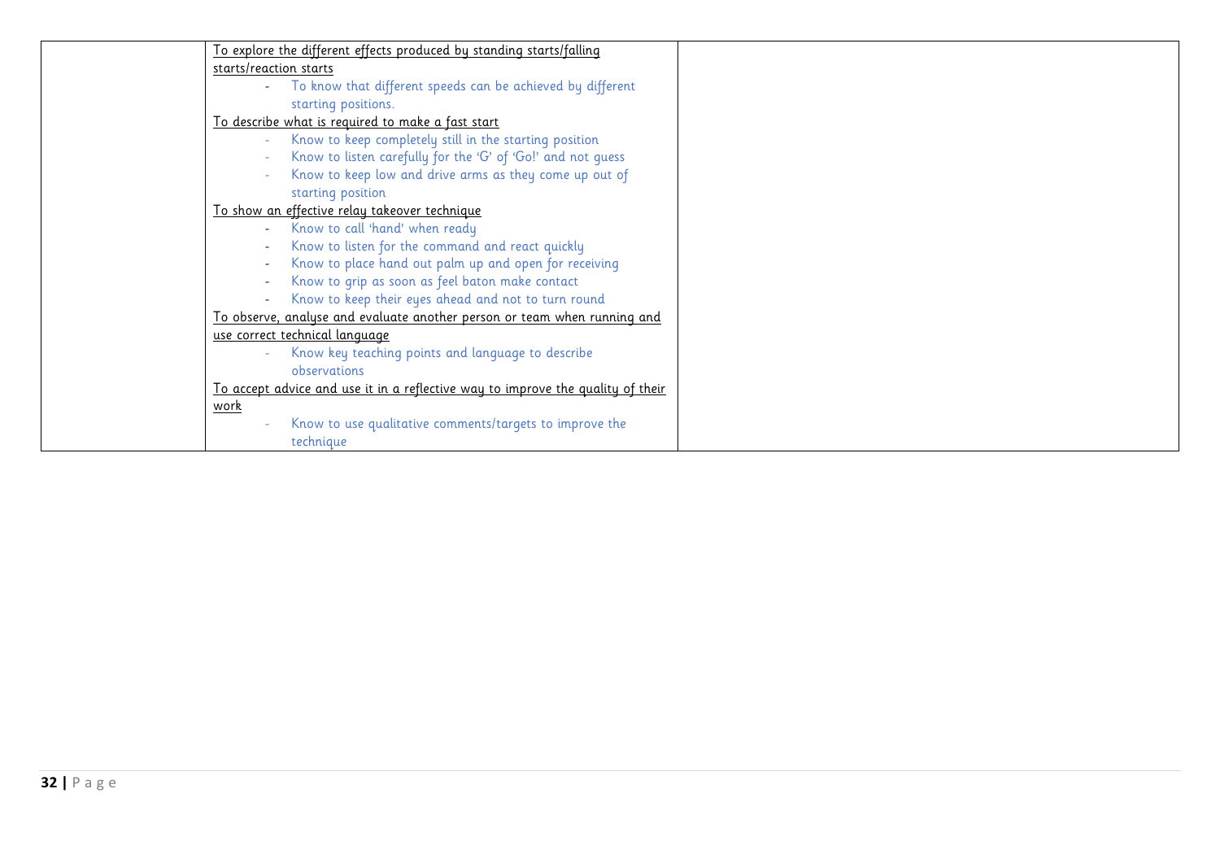| | | |
|---|---|---|
| | <u>To explore the different effects produced by standing starts/falling starts/reaction starts</u><br>- To know that different speeds can be achieved by different starting positions.<br><u>To describe what is required to make a fast start</u><br>- Know to keep completely still in the starting position<br>- Know to listen carefully for the 'G' of 'Go!' and not guess<br>- Know to keep low and drive arms as they come up out of starting position<br><u>To show an effective relay takeover technique</u><br>- Know to call 'hand' when ready<br>- Know to listen for the command and react quickly<br>- Know to place hand out palm up and open for receiving<br>- Know to grip as soon as feel baton make contact<br>- Know to keep their eyes ahead and not to turn round<br><u>To observe, analyse and evaluate another person or team when running and use correct technical language</u><br>- Know key teaching points and language to describe observations<br><u>To accept advice and use it in a reflective way to improve the quality of their work</u><br>- Know to use qualitative comments/targets to improve the technique | |